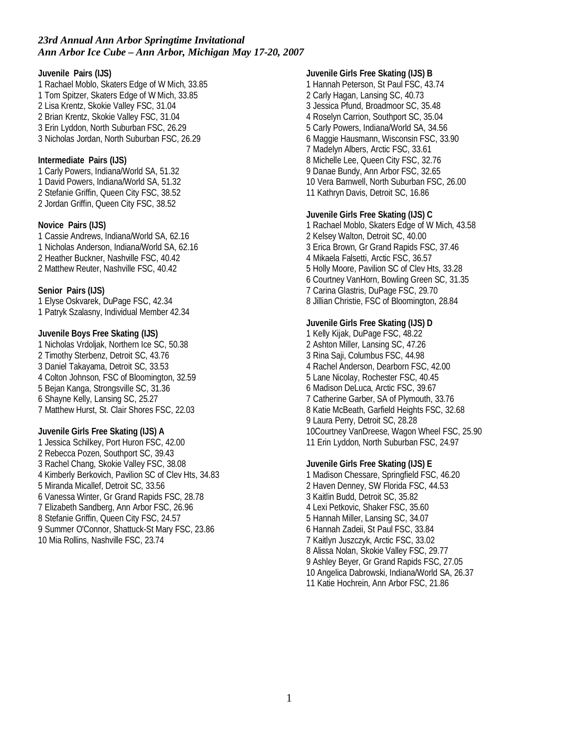*23rd Annual Ann Arbor Springtime Invitational*
*Ann Arbor Ice Cube – Ann Arbor, Michigan May 17-20, 2007*

**Juvenile Pairs (IJS)**
1 Rachael Moblo, Skaters Edge of W Mich, 33.85
1 Tom Spitzer, Skaters Edge of W Mich, 33.85
2 Lisa Krentz, Skokie Valley FSC, 31.04
2 Brian Krentz, Skokie Valley FSC, 31.04
3 Erin Lyddon, North Suburban FSC, 26.29
3 Nicholas Jordan, North Suburban FSC, 26.29

**Intermediate Pairs (IJS)**
1 Carly Powers, Indiana/World SA, 51.32
1 David Powers, Indiana/World SA, 51.32
2 Stefanie Griffin, Queen City FSC, 38.52
2 Jordan Griffin, Queen City FSC, 38.52

**Novice Pairs (IJS)**
1 Cassie Andrews, Indiana/World SA, 62.16
1 Nicholas Anderson, Indiana/World SA, 62.16
2 Heather Buckner, Nashville FSC, 40.42
2 Matthew Reuter, Nashville FSC, 40.42

**Senior Pairs (IJS)**
1 Elyse Oskvarek, DuPage FSC, 42.34
1 Patryk Szalasny, Individual Member 42.34

**Juvenile Boys Free Skating (IJS)**
1 Nicholas Vrdoljak, Northern Ice SC, 50.38
2 Timothy Sterbenz, Detroit SC, 43.76
3 Daniel Takayama, Detroit SC, 33.53
4 Colton Johnson, FSC of Bloomington, 32.59
5 Bejan Kanga, Strongsville SC, 31.36
6 Shayne Kelly, Lansing SC, 25.27
7 Matthew Hurst, St. Clair Shores FSC, 22.03

**Juvenile Girls Free Skating (IJS) A**
1 Jessica Schilkey, Port Huron FSC, 42.00
2 Rebecca Pozen, Southport SC, 39.43
3 Rachel Chang, Skokie Valley FSC, 38.08
4 Kimberly Berkovich, Pavilion SC of Clev Hts, 34.83
5 Miranda Micallef, Detroit SC, 33.56
6 Vanessa Winter, Gr Grand Rapids FSC, 28.78
7 Elizabeth Sandberg, Ann Arbor FSC, 26.96
8 Stefanie Griffin, Queen City FSC, 24.57
9 Summer O'Connor, Shattuck-St Mary FSC, 23.86
10 Mia Rollins, Nashville FSC, 23.74

**Juvenile Girls Free Skating (IJS) B**
1 Hannah Peterson, St Paul FSC, 43.74
2 Carly Hagan, Lansing SC, 40.73
3 Jessica Pfund, Broadmoor SC, 35.48
4 Roselyn Carrion, Southport SC, 35.04
5 Carly Powers, Indiana/World SA, 34.56
6 Maggie Hausmann, Wisconsin FSC, 33.90
7 Madelyn Albers, Arctic FSC, 33.61
8 Michelle Lee, Queen City FSC, 32.76
9 Danae Bundy, Ann Arbor FSC, 32.65
10 Vera Barnwell, North Suburban FSC, 26.00
11 Kathryn Davis, Detroit SC, 16.86

**Juvenile Girls Free Skating (IJS) C**
1 Rachael Moblo, Skaters Edge of W Mich, 43.58
2 Kelsey Walton, Detroit SC, 40.00
3 Erica Brown, Gr Grand Rapids FSC, 37.46
4 Mikaela Falsetti, Arctic FSC, 36.57
5 Holly Moore, Pavilion SC of Clev Hts, 33.28
6 Courtney VanHorn, Bowling Green SC, 31.35
7 Carina Glastris, DuPage FSC, 29.70
8 Jillian Christie, FSC of Bloomington, 28.84

**Juvenile Girls Free Skating (IJS) D**
1 Kelly Kijak, DuPage FSC, 48.22
2 Ashton Miller, Lansing SC, 47.26
3 Rina Saji, Columbus FSC, 44.98
4 Rachel Anderson, Dearborn FSC, 42.00
5 Lane Nicolay, Rochester FSC, 40.45
6 Madison DeLuca, Arctic FSC, 39.67
7 Catherine Garber, SA of Plymouth, 33.76
8 Katie McBeath, Garfield Heights FSC, 32.68
9 Laura Perry, Detroit SC, 28.28
10Courtney VanDreese, Wagon Wheel FSC, 25.90
11 Erin Lyddon, North Suburban FSC, 24.97

**Juvenile Girls Free Skating (IJS) E**
1 Madison Chessare, Springfield FSC, 46.20
2 Haven Denney, SW Florida FSC, 44.53
3 Kaitlin Budd, Detroit SC, 35.82
4 Lexi Petkovic, Shaker FSC, 35.60
5 Hannah Miller, Lansing SC, 34.07
6 Hannah Zadeii, St Paul FSC, 33.84
7 Kaitlyn Juszczyk, Arctic FSC, 33.02
8 Alissa Nolan, Skokie Valley FSC, 29.77
9 Ashley Beyer, Gr Grand Rapids FSC, 27.05
10 Angelica Dabrowski, Indiana/World SA, 26.37
11 Katie Hochrein, Ann Arbor FSC, 21.86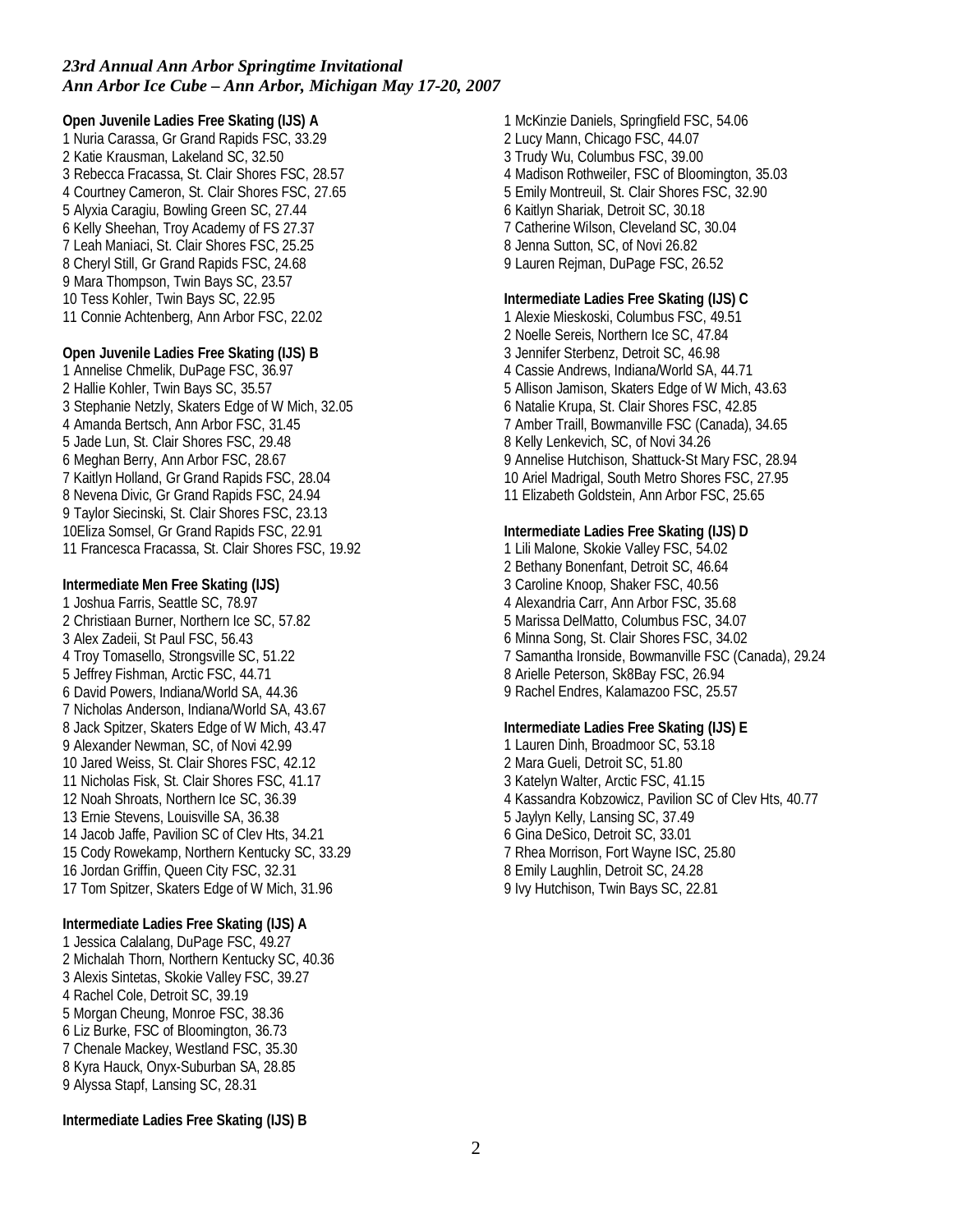*23rd Annual Ann Arbor Springtime Invitational*
*Ann Arbor Ice Cube – Ann Arbor, Michigan May 17-20, 2007*

**Open Juvenile Ladies Free Skating (IJS) A**
1 Nuria Carassa, Gr Grand Rapids FSC, 33.29
2 Katie Krausman, Lakeland SC, 32.50
3 Rebecca Fracassa, St. Clair Shores FSC, 28.57
4 Courtney Cameron, St. Clair Shores FSC, 27.65
5 Alyxia Caragiu, Bowling Green SC, 27.44
6 Kelly Sheehan, Troy Academy of FS 27.37
7 Leah Maniaci, St. Clair Shores FSC, 25.25
8 Cheryl Still, Gr Grand Rapids FSC, 24.68
9 Mara Thompson, Twin Bays SC, 23.57
10 Tess Kohler, Twin Bays SC, 22.95
11 Connie Achtenberg, Ann Arbor FSC, 22.02

**Open Juvenile Ladies Free Skating (IJS) B**
1 Annelise Chmelik, DuPage FSC, 36.97
2 Hallie Kohler, Twin Bays SC, 35.57
3 Stephanie Netzly, Skaters Edge of W Mich, 32.05
4 Amanda Bertsch, Ann Arbor FSC, 31.45
5 Jade Lun, St. Clair Shores FSC, 29.48
6 Meghan Berry, Ann Arbor FSC, 28.67
7 Kaitlyn Holland, Gr Grand Rapids FSC, 28.04
8 Nevena Divic, Gr Grand Rapids FSC, 24.94
9 Taylor Siecinski, St. Clair Shores FSC, 23.13
10Eliza Somsel, Gr Grand Rapids FSC, 22.91
11 Francesca Fracassa, St. Clair Shores FSC, 19.92

**Intermediate Men Free Skating (IJS)**
1 Joshua Farris, Seattle SC, 78.97
2 Christiaan Burner, Northern Ice SC, 57.82
3 Alex Zadeii, St Paul FSC, 56.43
4 Troy Tomasello, Strongsville SC, 51.22
5 Jeffrey Fishman, Arctic FSC, 44.71
6 David Powers, Indiana/World SA, 44.36
7 Nicholas Anderson, Indiana/World SA, 43.67
8 Jack Spitzer, Skaters Edge of W Mich, 43.47
9 Alexander Newman, SC, of Novi 42.99
10 Jared Weiss, St. Clair Shores FSC, 42.12
11 Nicholas Fisk, St. Clair Shores FSC, 41.17
12 Noah Shroats, Northern Ice SC, 36.39
13 Ernie Stevens, Louisville SA, 36.38
14 Jacob Jaffe, Pavilion SC of Clev Hts, 34.21
15 Cody Rowekamp, Northern Kentucky SC, 33.29
16 Jordan Griffin, Queen City FSC, 32.31
17 Tom Spitzer, Skaters Edge of W Mich, 31.96

**Intermediate Ladies Free Skating (IJS) A**
1 Jessica Calalang, DuPage FSC, 49.27
2 Michalah Thorn, Northern Kentucky SC, 40.36
3 Alexis Sintetas, Skokie Valley FSC, 39.27
4 Rachel Cole, Detroit SC, 39.19
5 Morgan Cheung, Monroe FSC, 38.36
6 Liz Burke, FSC of Bloomington, 36.73
7 Chenale Mackey, Westland FSC, 35.30
8 Kyra Hauck, Onyx-Suburban SA, 28.85
9 Alyssa Stapf, Lansing SC, 28.31

**Intermediate Ladies Free Skating (IJS) B**
1 McKinzie Daniels, Springfield FSC, 54.06
2 Lucy Mann, Chicago FSC, 44.07
3 Trudy Wu, Columbus FSC, 39.00
4 Madison Rothweiler, FSC of Bloomington, 35.03
5 Emily Montreuil, St. Clair Shores FSC, 32.90
6 Kaitlyn Shariak, Detroit SC, 30.18
7 Catherine Wilson, Cleveland SC, 30.04
8 Jenna Sutton, SC, of Novi 26.82
9 Lauren Rejman, DuPage FSC, 26.52

**Intermediate Ladies Free Skating (IJS) C**
1 Alexie Mieskoski, Columbus FSC, 49.51
2 Noelle Sereis, Northern Ice SC, 47.84
3 Jennifer Sterbenz, Detroit SC, 46.98
4 Cassie Andrews, Indiana/World SA, 44.71
5 Allison Jamison, Skaters Edge of W Mich, 43.63
6 Natalie Krupa, St. Clair Shores FSC, 42.85
7 Amber Traill, Bowmanville FSC (Canada), 34.65
8 Kelly Lenkevich, SC, of Novi 34.26
9 Annelise Hutchison, Shattuck-St Mary FSC, 28.94
10 Ariel Madrigal, South Metro Shores FSC, 27.95
11 Elizabeth Goldstein, Ann Arbor FSC, 25.65

**Intermediate Ladies Free Skating (IJS) D**
1 Lili Malone, Skokie Valley FSC, 54.02
2 Bethany Bonenfant, Detroit SC, 46.64
3 Caroline Knoop, Shaker FSC, 40.56
4 Alexandria Carr, Ann Arbor FSC, 35.68
5 Marissa DelMatto, Columbus FSC, 34.07
6 Minna Song, St. Clair Shores FSC, 34.02
7 Samantha Ironside, Bowmanville FSC (Canada), 29.24
8 Arielle Peterson, Sk8Bay FSC, 26.94
9 Rachel Endres, Kalamazoo FSC, 25.57

**Intermediate Ladies Free Skating (IJS) E**
1 Lauren Dinh, Broadmoor SC, 53.18
2 Mara Gueli, Detroit SC, 51.80
3 Katelyn Walter, Arctic FSC, 41.15
4 Kassandra Kobzowicz, Pavilion SC of Clev Hts, 40.77
5 Jaylyn Kelly, Lansing SC, 37.49
6 Gina DeSico, Detroit SC, 33.01
7 Rhea Morrison, Fort Wayne ISC, 25.80
8 Emily Laughlin, Detroit SC, 24.28
9 Ivy Hutchison, Twin Bays SC, 22.81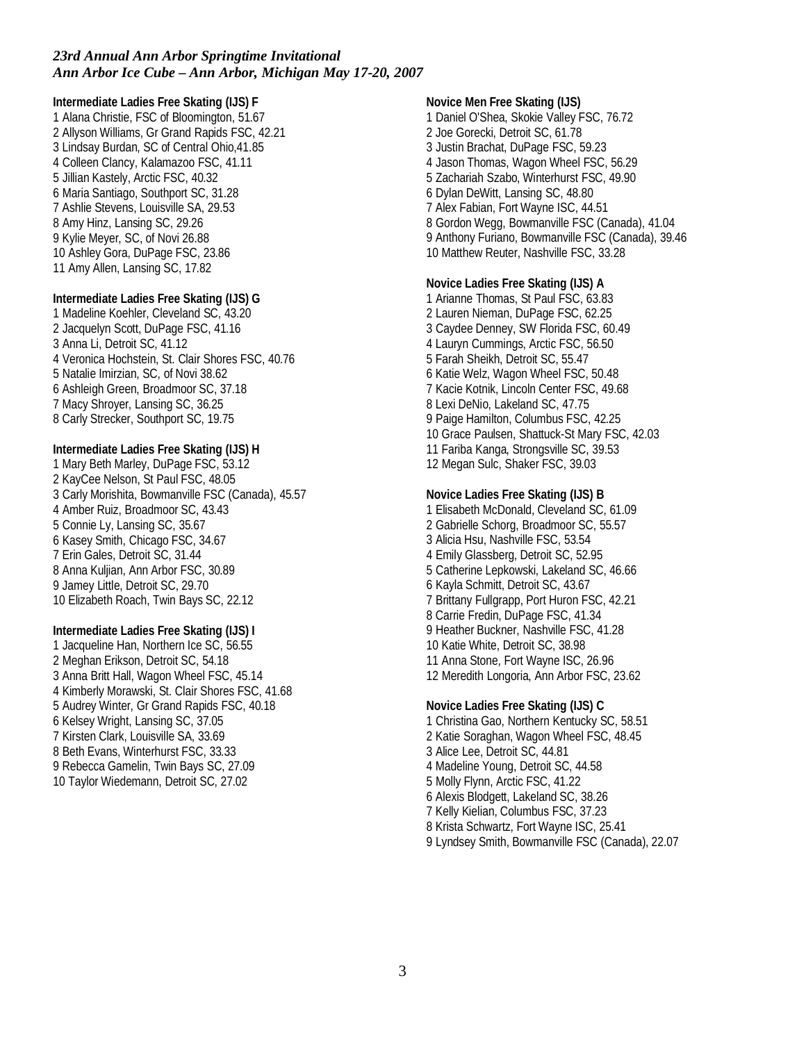*23rd Annual Ann Arbor Springtime Invitational*
*Ann Arbor Ice Cube – Ann Arbor, Michigan May 17-20, 2007*

**Intermediate Ladies Free Skating (IJS) F**

1 Alana Christie, FSC of Bloomington, 51.67
2 Allyson Williams, Gr Grand Rapids FSC, 42.21
3 Lindsay Burdan, SC of Central Ohio,41.85
4 Colleen Clancy, Kalamazoo FSC, 41.11
5 Jillian Kastely, Arctic FSC, 40.32
6 Maria Santiago, Southport SC, 31.28
7 Ashlie Stevens, Louisville SA, 29.53
8 Amy Hinz, Lansing SC, 29.26
9 Kylie Meyer, SC, of Novi 26.88
10 Ashley Gora, DuPage FSC, 23.86
11 Amy Allen, Lansing SC, 17.82

**Intermediate Ladies Free Skating (IJS) G**

1 Madeline Koehler, Cleveland SC, 43.20
2 Jacquelyn Scott, DuPage FSC, 41.16
3 Anna Li, Detroit SC, 41.12
4 Veronica Hochstein, St. Clair Shores FSC, 40.76
5 Natalie Imirzian, SC, of Novi 38.62
6 Ashleigh Green, Broadmoor SC, 37.18
7 Macy Shroyer, Lansing SC, 36.25
8 Carly Strecker, Southport SC, 19.75

**Intermediate Ladies Free Skating (IJS) H**

1 Mary Beth Marley, DuPage FSC, 53.12
2 KayCee Nelson, St Paul FSC, 48.05
3 Carly Morishita, Bowmanville FSC (Canada), 45.57
4 Amber Ruiz, Broadmoor SC, 43.43
5 Connie Ly, Lansing SC, 35.67
6 Kasey Smith, Chicago FSC, 34.67
7 Erin Gales, Detroit SC, 31.44
8 Anna Kuljian, Ann Arbor FSC, 30.89
9 Jamey Little, Detroit SC, 29.70
10 Elizabeth Roach, Twin Bays SC, 22.12

**Intermediate Ladies Free Skating (IJS) I**

1 Jacqueline Han, Northern Ice SC, 56.55
2 Meghan Erikson, Detroit SC, 54.18
3 Anna Britt Hall, Wagon Wheel FSC, 45.14
4 Kimberly Morawski, St. Clair Shores FSC, 41.68
5 Audrey Winter, Gr Grand Rapids FSC, 40.18
6 Kelsey Wright, Lansing SC, 37.05
7 Kirsten Clark, Louisville SA, 33.69
8 Beth Evans, Winterhurst FSC, 33.33
9 Rebecca Gamelin, Twin Bays SC, 27.09
10 Taylor Wiedemann, Detroit SC, 27.02

**Novice Men Free Skating (IJS)**

1 Daniel O'Shea, Skokie Valley FSC, 76.72
2 Joe Gorecki, Detroit SC, 61.78
3 Justin Brachat, DuPage FSC, 59.23
4 Jason Thomas, Wagon Wheel FSC, 56.29
5 Zachariah Szabo, Winterhurst FSC, 49.90
6 Dylan DeWitt, Lansing SC, 48.80
7 Alex Fabian, Fort Wayne ISC, 44.51
8 Gordon Wegg, Bowmanville FSC (Canada), 41.04
9 Anthony Furiano, Bowmanville FSC (Canada), 39.46
10 Matthew Reuter, Nashville FSC, 33.28

**Novice Ladies Free Skating (IJS) A**

1 Arianne Thomas, St Paul FSC, 63.83
2 Lauren Nieman, DuPage FSC, 62.25
3 Caydee Denney, SW Florida FSC, 60.49
4 Lauryn Cummings, Arctic FSC, 56.50
5 Farah Sheikh, Detroit SC, 55.47
6 Katie Welz, Wagon Wheel FSC, 50.48
7 Kacie Kotnik, Lincoln Center FSC, 49.68
8 Lexi DeNio, Lakeland SC, 47.75
9 Paige Hamilton, Columbus FSC, 42.25
10 Grace Paulsen, Shattuck-St Mary FSC, 42.03
11 Fariba Kanga, Strongsville SC, 39.53
12 Megan Sulc, Shaker FSC, 39.03

**Novice Ladies Free Skating (IJS) B**

1 Elisabeth McDonald, Cleveland SC, 61.09
2 Gabrielle Schorg, Broadmoor SC, 55.57
3 Alicia Hsu, Nashville FSC, 53.54
4 Emily Glassberg, Detroit SC, 52.95
5 Catherine Lepkowski, Lakeland SC, 46.66
6 Kayla Schmitt, Detroit SC, 43.67
7 Brittany Fullgrapp, Port Huron FSC, 42.21
8 Carrie Fredin, DuPage FSC, 41.34
9 Heather Buckner, Nashville FSC, 41.28
10 Katie White, Detroit SC, 38.98
11 Anna Stone, Fort Wayne ISC, 26.96
12 Meredith Longoria, Ann Arbor FSC, 23.62

**Novice Ladies Free Skating (IJS) C**

1 Christina Gao, Northern Kentucky SC, 58.51
2 Katie Soraghan, Wagon Wheel FSC, 48.45
3 Alice Lee, Detroit SC, 44.81
4 Madeline Young, Detroit SC, 44.58
5 Molly Flynn, Arctic FSC, 41.22
6 Alexis Blodgett, Lakeland SC, 38.26
7 Kelly Kielian, Columbus FSC, 37.23
8 Krista Schwartz, Fort Wayne ISC, 25.41
9 Lyndsey Smith, Bowmanville FSC (Canada), 22.07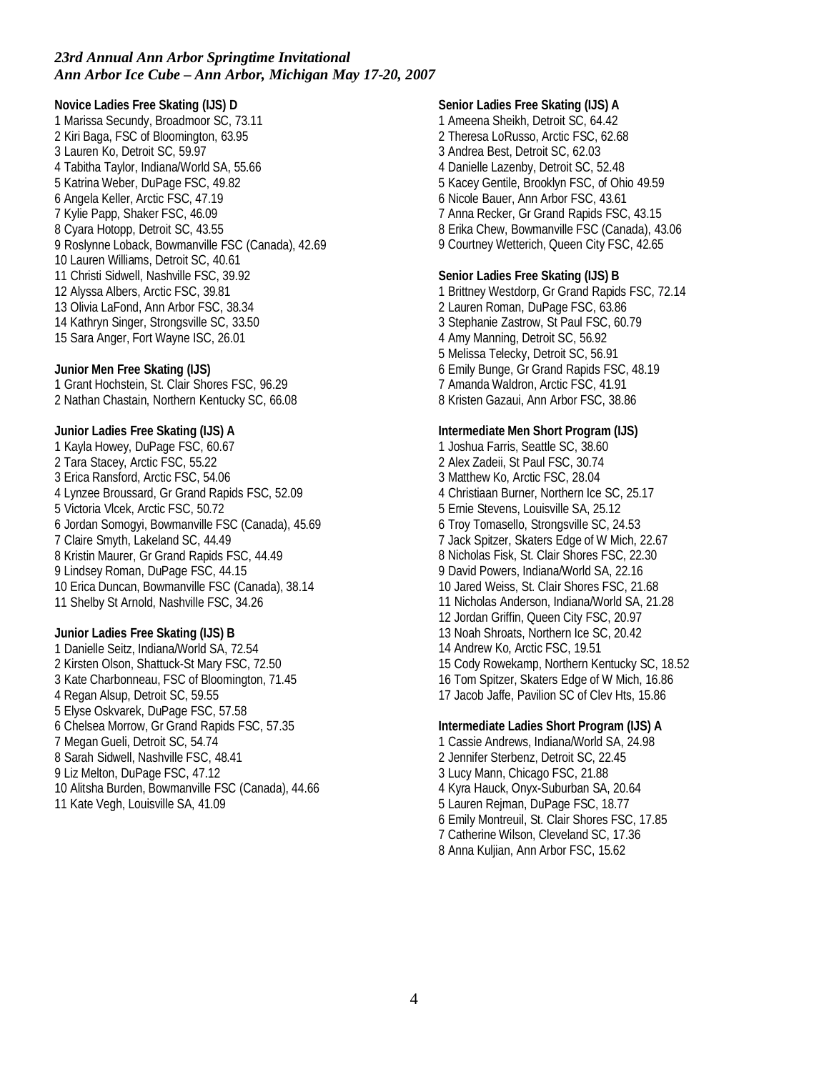*23rd Annual Ann Arbor Springtime Invitational*
*Ann Arbor Ice Cube – Ann Arbor, Michigan May 17-20, 2007*

**Novice Ladies Free Skating (IJS) D**

1 Marissa Secundy, Broadmoor SC, 73.11
2 Kiri Baga, FSC of Bloomington, 63.95
3 Lauren Ko, Detroit SC, 59.97
4 Tabitha Taylor, Indiana/World SA, 55.66
5 Katrina Weber, DuPage FSC, 49.82
6 Angela Keller, Arctic FSC, 47.19
7 Kylie Papp, Shaker FSC, 46.09
8 Cyara Hotopp, Detroit SC, 43.55
9 Roslynne Loback, Bowmanville FSC (Canada), 42.69
10 Lauren Williams, Detroit SC, 40.61
11 Christi Sidwell, Nashville FSC, 39.92
12 Alyssa Albers, Arctic FSC, 39.81
13 Olivia LaFond, Ann Arbor FSC, 38.34
14 Kathryn Singer, Strongsville SC, 33.50
15 Sara Anger, Fort Wayne ISC, 26.01

**Junior Men Free Skating (IJS)**

1 Grant Hochstein, St. Clair Shores FSC, 96.29
2 Nathan Chastain, Northern Kentucky SC, 66.08

**Junior Ladies Free Skating (IJS) A**

1 Kayla Howey, DuPage FSC, 60.67
2 Tara Stacey, Arctic FSC, 55.22
3 Erica Ransford, Arctic FSC, 54.06
4 Lynzee Broussard, Gr Grand Rapids FSC, 52.09
5 Victoria Vlcek, Arctic FSC, 50.72
6 Jordan Somogyi, Bowmanville FSC (Canada), 45.69
7 Claire Smyth, Lakeland SC, 44.49
8 Kristin Maurer, Gr Grand Rapids FSC, 44.49
9 Lindsey Roman, DuPage FSC, 44.15
10 Erica Duncan, Bowmanville FSC (Canada), 38.14
11 Shelby St Arnold, Nashville FSC, 34.26

**Junior Ladies Free Skating (IJS) B**

1 Danielle Seitz, Indiana/World SA, 72.54
2 Kirsten Olson, Shattuck-St Mary FSC, 72.50
3 Kate Charbonneau, FSC of Bloomington, 71.45
4 Regan Alsup, Detroit SC, 59.55
5 Elyse Oskvarek, DuPage FSC, 57.58
6 Chelsea Morrow, Gr Grand Rapids FSC, 57.35
7 Megan Gueli, Detroit SC, 54.74
8 Sarah Sidwell, Nashville FSC, 48.41
9 Liz Melton, DuPage FSC, 47.12
10 Alitsha Burden, Bowmanville FSC (Canada), 44.66
11 Kate Vegh, Louisville SA, 41.09

**Senior Ladies Free Skating (IJS) A**

1 Ameena Sheikh, Detroit SC, 64.42
2 Theresa LoRusso, Arctic FSC, 62.68
3 Andrea Best, Detroit SC, 62.03
4 Danielle Lazenby, Detroit SC, 52.48
5 Kacey Gentile, Brooklyn FSC, of Ohio 49.59
6 Nicole Bauer, Ann Arbor FSC, 43.61
7 Anna Recker, Gr Grand Rapids FSC, 43.15
8 Erika Chew, Bowmanville FSC (Canada), 43.06
9 Courtney Wetterich, Queen City FSC, 42.65

**Senior Ladies Free Skating (IJS) B**

1 Brittney Westdorp, Gr Grand Rapids FSC, 72.14
2 Lauren Roman, DuPage FSC, 63.86
3 Stephanie Zastrow, St Paul FSC, 60.79
4 Amy Manning, Detroit SC, 56.92
5 Melissa Telecky, Detroit SC, 56.91
6 Emily Bunge, Gr Grand Rapids FSC, 48.19
7 Amanda Waldron, Arctic FSC, 41.91
8 Kristen Gazaui, Ann Arbor FSC, 38.86

**Intermediate Men Short Program (IJS)**

1 Joshua Farris, Seattle SC, 38.60
2 Alex Zadeii, St Paul FSC, 30.74
3 Matthew Ko, Arctic FSC, 28.04
4 Christiaan Burner, Northern Ice SC, 25.17
5 Ernie Stevens, Louisville SA, 25.12
6 Troy Tomasello, Strongsville SC, 24.53
7 Jack Spitzer, Skaters Edge of W Mich, 22.67
8 Nicholas Fisk, St. Clair Shores FSC, 22.30
9 David Powers, Indiana/World SA, 22.16
10 Jared Weiss, St. Clair Shores FSC, 21.68
11 Nicholas Anderson, Indiana/World SA, 21.28
12 Jordan Griffin, Queen City FSC, 20.97
13 Noah Shroats, Northern Ice SC, 20.42
14 Andrew Ko, Arctic FSC, 19.51
15 Cody Rowekamp, Northern Kentucky SC, 18.52
16 Tom Spitzer, Skaters Edge of W Mich, 16.86
17 Jacob Jaffe, Pavilion SC of Clev Hts, 15.86

**Intermediate Ladies Short Program (IJS) A**

1 Cassie Andrews, Indiana/World SA, 24.98
2 Jennifer Sterbenz, Detroit SC, 22.45
3 Lucy Mann, Chicago FSC, 21.88
4 Kyra Hauck, Onyx-Suburban SA, 20.64
5 Lauren Rejman, DuPage FSC, 18.77
6 Emily Montreuil, St. Clair Shores FSC, 17.85
7 Catherine Wilson, Cleveland SC, 17.36
8 Anna Kuljian, Ann Arbor FSC, 15.62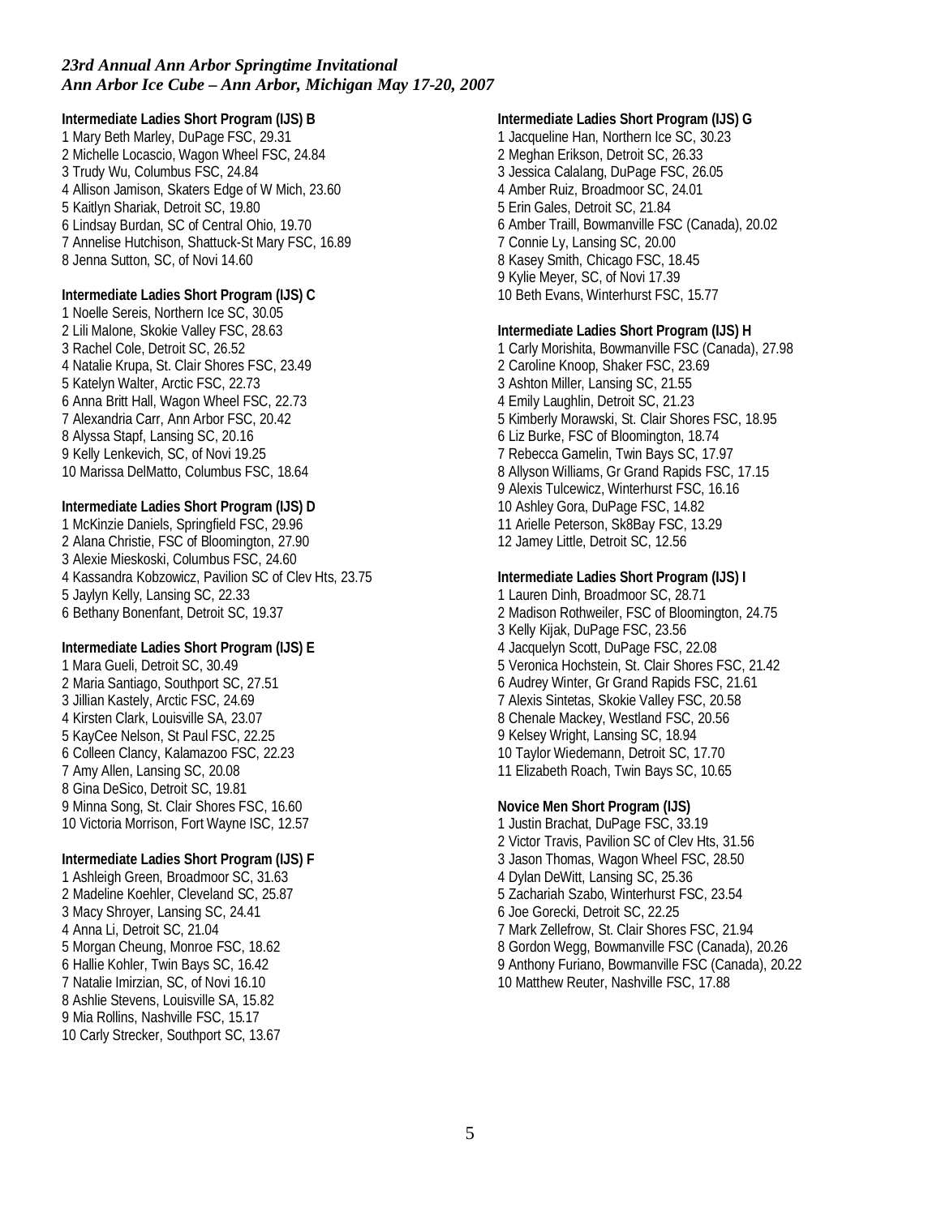*23rd Annual Ann Arbor Springtime Invitational*
*Ann Arbor Ice Cube – Ann Arbor, Michigan May 17-20, 2007*

**Intermediate Ladies Short Program (IJS) B**

1 Mary Beth Marley, DuPage FSC, 29.31
2 Michelle Locascio, Wagon Wheel FSC, 24.84
3 Trudy Wu, Columbus FSC, 24.84
4 Allison Jamison, Skaters Edge of W Mich, 23.60
5 Kaitlyn Shariak, Detroit SC, 19.80
6 Lindsay Burdan, SC of Central Ohio, 19.70
7 Annelise Hutchison, Shattuck-St Mary FSC, 16.89
8 Jenna Sutton, SC, of Novi 14.60

**Intermediate Ladies Short Program (IJS) C**

1 Noelle Sereis, Northern Ice SC, 30.05
2 Lili Malone, Skokie Valley FSC, 28.63
3 Rachel Cole, Detroit SC, 26.52
4 Natalie Krupa, St. Clair Shores FSC, 23.49
5 Katelyn Walter, Arctic FSC, 22.73
6 Anna Britt Hall, Wagon Wheel FSC, 22.73
7 Alexandria Carr, Ann Arbor FSC, 20.42
8 Alyssa Stapf, Lansing SC, 20.16
9 Kelly Lenkevich, SC, of Novi 19.25
10 Marissa DelMatto, Columbus FSC, 18.64

**Intermediate Ladies Short Program (IJS) D**

1 McKinzie Daniels, Springfield FSC, 29.96
2 Alana Christie, FSC of Bloomington, 27.90
3 Alexie Mieskoski, Columbus FSC, 24.60
4 Kassandra Kobzowicz, Pavilion SC of Clev Hts, 23.75
5 Jaylyn Kelly, Lansing SC, 22.33
6 Bethany Bonenfant, Detroit SC, 19.37

**Intermediate Ladies Short Program (IJS) E**

1 Mara Gueli, Detroit SC, 30.49
2 Maria Santiago, Southport SC, 27.51
3 Jillian Kastely, Arctic FSC, 24.69
4 Kirsten Clark, Louisville SA, 23.07
5 KayCee Nelson, St Paul FSC, 22.25
6 Colleen Clancy, Kalamazoo FSC, 22.23
7 Amy Allen, Lansing SC, 20.08
8 Gina DeSico, Detroit SC, 19.81
9 Minna Song, St. Clair Shores FSC, 16.60
10 Victoria Morrison, Fort Wayne ISC, 12.57

**Intermediate Ladies Short Program (IJS) F**

1 Ashleigh Green, Broadmoor SC, 31.63
2 Madeline Koehler, Cleveland SC, 25.87
3 Macy Shroyer, Lansing SC, 24.41
4 Anna Li, Detroit SC, 21.04
5 Morgan Cheung, Monroe FSC, 18.62
6 Hallie Kohler, Twin Bays SC, 16.42
7 Natalie Imirzian, SC, of Novi 16.10
8 Ashlie Stevens, Louisville SA, 15.82
9 Mia Rollins, Nashville FSC, 15.17
10 Carly Strecker, Southport SC, 13.67

**Intermediate Ladies Short Program (IJS) G**

1 Jacqueline Han, Northern Ice SC, 30.23
2 Meghan Erikson, Detroit SC, 26.33
3 Jessica Calalang, DuPage FSC, 26.05
4 Amber Ruiz, Broadmoor SC, 24.01
5 Erin Gales, Detroit SC, 21.84
6 Amber Traill, Bowmanville FSC (Canada), 20.02
7 Connie Ly, Lansing SC, 20.00
8 Kasey Smith, Chicago FSC, 18.45
9 Kylie Meyer, SC, of Novi 17.39
10 Beth Evans, Winterhurst FSC, 15.77

**Intermediate Ladies Short Program (IJS) H**

1 Carly Morishita, Bowmanville FSC (Canada), 27.98
2 Caroline Knoop, Shaker FSC, 23.69
3 Ashton Miller, Lansing SC, 21.55
4 Emily Laughlin, Detroit SC, 21.23
5 Kimberly Morawski, St. Clair Shores FSC, 18.95
6 Liz Burke, FSC of Bloomington, 18.74
7 Rebecca Gamelin, Twin Bays SC, 17.97
8 Allyson Williams, Gr Grand Rapids FSC, 17.15
9 Alexis Tulcewicz, Winterhurst FSC, 16.16
10 Ashley Gora, DuPage FSC, 14.82
11 Arielle Peterson, Sk8Bay FSC, 13.29
12 Jamey Little, Detroit SC, 12.56

**Intermediate Ladies Short Program (IJS) I**

1 Lauren Dinh, Broadmoor SC, 28.71
2 Madison Rothweiler, FSC of Bloomington, 24.75
3 Kelly Kijak, DuPage FSC, 23.56
4 Jacquelyn Scott, DuPage FSC, 22.08
5 Veronica Hochstein, St. Clair Shores FSC, 21.42
6 Audrey Winter, Gr Grand Rapids FSC, 21.61
7 Alexis Sintetas, Skokie Valley FSC, 20.58
8 Chenale Mackey, Westland FSC, 20.56
9 Kelsey Wright, Lansing SC, 18.94
10 Taylor Wiedemann, Detroit SC, 17.70
11 Elizabeth Roach, Twin Bays SC, 10.65

**Novice Men Short Program (IJS)**

1 Justin Brachat, DuPage FSC, 33.19
2 Victor Travis, Pavilion SC of Clev Hts, 31.56
3 Jason Thomas, Wagon Wheel FSC, 28.50
4 Dylan DeWitt, Lansing SC, 25.36
5 Zachariah Szabo, Winterhurst FSC, 23.54
6 Joe Gorecki, Detroit SC, 22.25
7 Mark Zellefrow, St. Clair Shores FSC, 21.94
8 Gordon Wegg, Bowmanville FSC (Canada), 20.26
9 Anthony Furiano, Bowmanville FSC (Canada), 20.22
10 Matthew Reuter, Nashville FSC, 17.88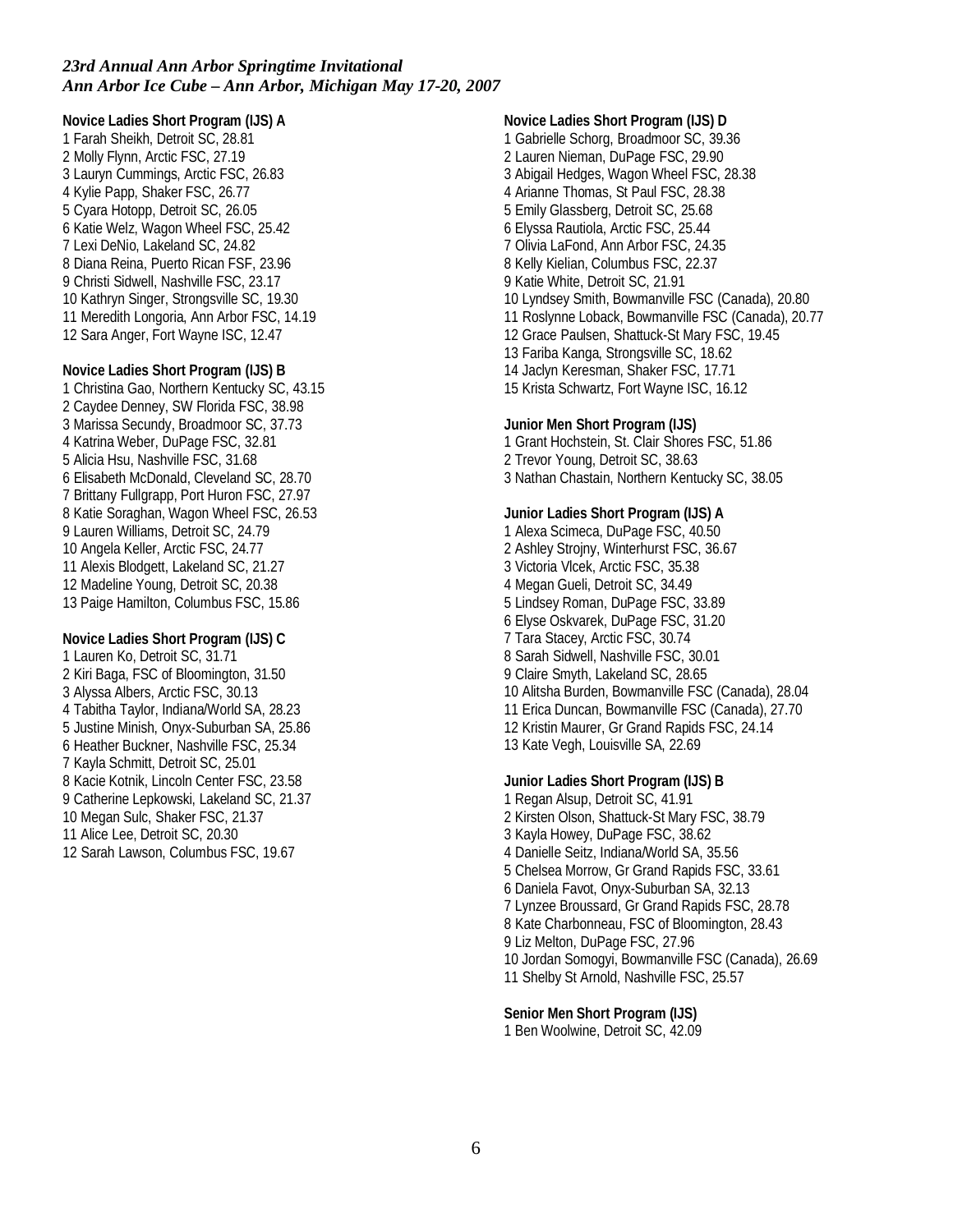*23rd Annual Ann Arbor Springtime Invitational*
*Ann Arbor Ice Cube – Ann Arbor, Michigan May 17-20, 2007*

**Novice Ladies Short Program (IJS) A**
1 Farah Sheikh, Detroit SC, 28.81
2 Molly Flynn, Arctic FSC, 27.19
3 Lauryn Cummings, Arctic FSC, 26.83
4 Kylie Papp, Shaker FSC, 26.77
5 Cyara Hotopp, Detroit SC, 26.05
6 Katie Welz, Wagon Wheel FSC, 25.42
7 Lexi DeNio, Lakeland SC, 24.82
8 Diana Reina, Puerto Rican FSF, 23.96
9 Christi Sidwell, Nashville FSC, 23.17
10 Kathryn Singer, Strongsville SC, 19.30
11 Meredith Longoria, Ann Arbor FSC, 14.19
12 Sara Anger, Fort Wayne ISC, 12.47

**Novice Ladies Short Program (IJS) B**
1 Christina Gao, Northern Kentucky SC, 43.15
2 Caydee Denney, SW Florida FSC, 38.98
3 Marissa Secundy, Broadmoor SC, 37.73
4 Katrina Weber, DuPage FSC, 32.81
5 Alicia Hsu, Nashville FSC, 31.68
6 Elisabeth McDonald, Cleveland SC, 28.70
7 Brittany Fullgrapp, Port Huron FSC, 27.97
8 Katie Soraghan, Wagon Wheel FSC, 26.53
9 Lauren Williams, Detroit SC, 24.79
10 Angela Keller, Arctic FSC, 24.77
11 Alexis Blodgett, Lakeland SC, 21.27
12 Madeline Young, Detroit SC, 20.38
13 Paige Hamilton, Columbus FSC, 15.86

**Novice Ladies Short Program (IJS) C**
1 Lauren Ko, Detroit SC, 31.71
2 Kiri Baga, FSC of Bloomington, 31.50
3 Alyssa Albers, Arctic FSC, 30.13
4 Tabitha Taylor, Indiana/World SA, 28.23
5 Justine Minish, Onyx-Suburban SA, 25.86
6 Heather Buckner, Nashville FSC, 25.34
7 Kayla Schmitt, Detroit SC, 25.01
8 Kacie Kotnik, Lincoln Center FSC, 23.58
9 Catherine Lepkowski, Lakeland SC, 21.37
10 Megan Sulc, Shaker FSC, 21.37
11 Alice Lee, Detroit SC, 20.30
12 Sarah Lawson, Columbus FSC, 19.67

**Novice Ladies Short Program (IJS) D**
1 Gabrielle Schorg, Broadmoor SC, 39.36
2 Lauren Nieman, DuPage FSC, 29.90
3 Abigail Hedges, Wagon Wheel FSC, 28.38
4 Arianne Thomas, St Paul FSC, 28.38
5 Emily Glassberg, Detroit SC, 25.68
6 Elyssa Rautiola, Arctic FSC, 25.44
7 Olivia LaFond, Ann Arbor FSC, 24.35
8 Kelly Kielian, Columbus FSC, 22.37
9 Katie White, Detroit SC, 21.91
10 Lyndsey Smith, Bowmanville FSC (Canada), 20.80
11 Roslynne Loback, Bowmanville FSC (Canada), 20.77
12 Grace Paulsen, Shattuck-St Mary FSC, 19.45
13 Fariba Kanga, Strongsville SC, 18.62
14 Jaclyn Keresman, Shaker FSC, 17.71
15 Krista Schwartz, Fort Wayne ISC, 16.12

**Junior Men Short Program (IJS)**
1 Grant Hochstein, St. Clair Shores FSC, 51.86
2 Trevor Young, Detroit SC, 38.63
3 Nathan Chastain, Northern Kentucky SC, 38.05

**Junior Ladies Short Program (IJS) A**
1 Alexa Scimeca, DuPage FSC, 40.50
2 Ashley Strojny, Winterhurst FSC, 36.67
3 Victoria Vlcek, Arctic FSC, 35.38
4 Megan Gueli, Detroit SC, 34.49
5 Lindsey Roman, DuPage FSC, 33.89
6 Elyse Oskvarek, DuPage FSC, 31.20
7 Tara Stacey, Arctic FSC, 30.74
8 Sarah Sidwell, Nashville FSC, 30.01
9 Claire Smyth, Lakeland SC, 28.65
10 Alitsha Burden, Bowmanville FSC (Canada), 28.04
11 Erica Duncan, Bowmanville FSC (Canada), 27.70
12 Kristin Maurer, Gr Grand Rapids FSC, 24.14
13 Kate Vegh, Louisville SA, 22.69

**Junior Ladies Short Program (IJS) B**
1 Regan Alsup, Detroit SC, 41.91
2 Kirsten Olson, Shattuck-St Mary FSC, 38.79
3 Kayla Howey, DuPage FSC, 38.62
4 Danielle Seitz, Indiana/World SA, 35.56
5 Chelsea Morrow, Gr Grand Rapids FSC, 33.61
6 Daniela Favot, Onyx-Suburban SA, 32.13
7 Lynzee Broussard, Gr Grand Rapids FSC, 28.78
8 Kate Charbonneau, FSC of Bloomington, 28.43
9 Liz Melton, DuPage FSC, 27.96
10 Jordan Somogyi, Bowmanville FSC (Canada), 26.69
11 Shelby St Arnold, Nashville FSC, 25.57

**Senior Men Short Program (IJS)**
1 Ben Woolwine, Detroit SC, 42.09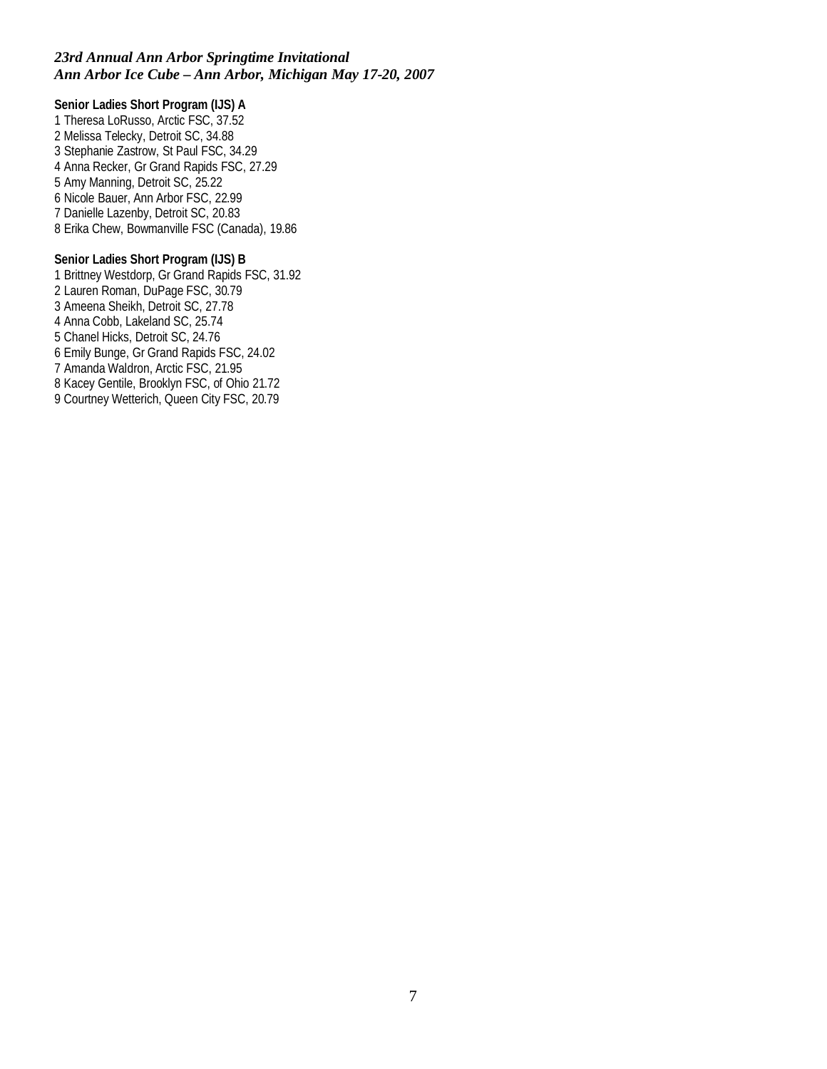*23rd Annual Ann Arbor Springtime Invitational*
*Ann Arbor Ice Cube – Ann Arbor, Michigan May 17-20, 2007*

**Senior Ladies Short Program (IJS) A**

1 Theresa LoRusso, Arctic FSC, 37.52
2 Melissa Telecky, Detroit SC, 34.88
3 Stephanie Zastrow, St Paul FSC, 34.29
4 Anna Recker, Gr Grand Rapids FSC, 27.29
5 Amy Manning, Detroit SC, 25.22
6 Nicole Bauer, Ann Arbor FSC, 22.99
7 Danielle Lazenby, Detroit SC, 20.83
8 Erika Chew, Bowmanville FSC (Canada), 19.86

**Senior Ladies Short Program (IJS) B**

1 Brittney Westdorp, Gr Grand Rapids FSC, 31.92
2 Lauren Roman, DuPage FSC, 30.79
3 Ameena Sheikh, Detroit SC, 27.78
4 Anna Cobb, Lakeland SC, 25.74
5 Chanel Hicks, Detroit SC, 24.76
6 Emily Bunge, Gr Grand Rapids FSC, 24.02
7 Amanda Waldron, Arctic FSC, 21.95
8 Kacey Gentile, Brooklyn FSC, of Ohio 21.72
9 Courtney Wetterich, Queen City FSC, 20.79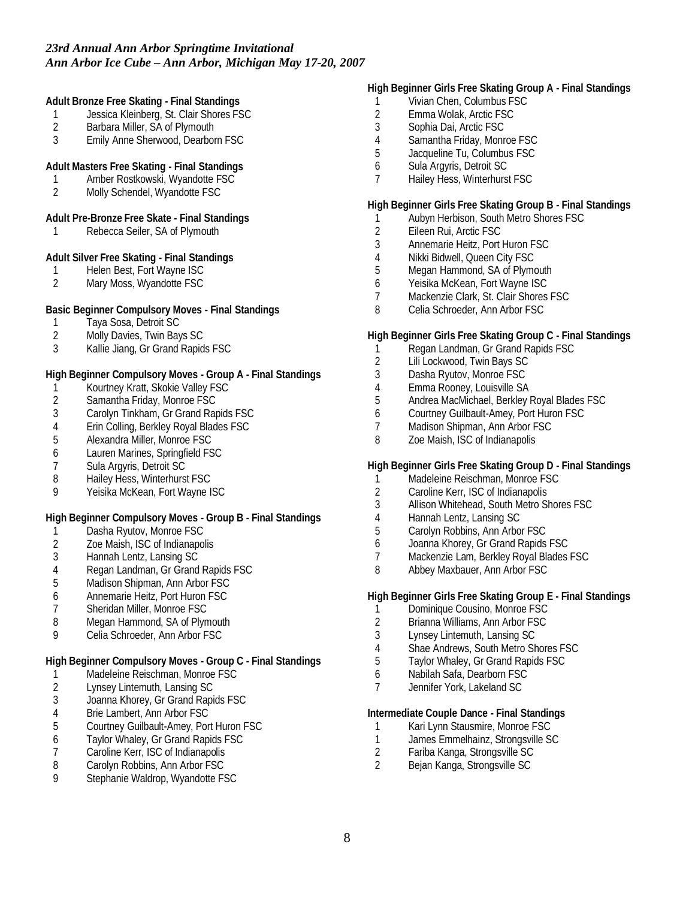*23rd Annual Ann Arbor Springtime Invitational*
*Ann Arbor Ice Cube – Ann Arbor, Michigan May 17-20, 2007*

**Adult Bronze Free Skating - Final Standings**

1 Jessica Kleinberg, St. Clair Shores FSC
2 Barbara Miller, SA of Plymouth
3 Emily Anne Sherwood, Dearborn FSC

**Adult Masters Free Skating - Final Standings**

1 Amber Rostkowski, Wyandotte FSC
2 Molly Schendel, Wyandotte FSC

**Adult Pre-Bronze Free Skate - Final Standings**

1 Rebecca Seiler, SA of Plymouth

**Adult Silver Free Skating - Final Standings**

1 Helen Best, Fort Wayne ISC
2 Mary Moss, Wyandotte FSC

**Basic Beginner Compulsory Moves - Final Standings**

1 Taya Sosa, Detroit SC
2 Molly Davies, Twin Bays SC
3 Kallie Jiang, Gr Grand Rapids FSC

**High Beginner Compulsory Moves - Group A - Final Standings**

1 Kourtney Kratt, Skokie Valley FSC
2 Samantha Friday, Monroe FSC
3 Carolyn Tinkham, Gr Grand Rapids FSC
4 Erin Colling, Berkley Royal Blades FSC
5 Alexandra Miller, Monroe FSC
6 Lauren Marines, Springfield FSC
7 Sula Argyris, Detroit SC
8 Hailey Hess, Winterhurst FSC
9 Yeisika McKean, Fort Wayne ISC

**High Beginner Compulsory Moves - Group B - Final Standings**

1 Dasha Ryutov, Monroe FSC
2 Zoe Maish, ISC of Indianapolis
3 Hannah Lentz, Lansing SC
4 Regan Landman, Gr Grand Rapids FSC
5 Madison Shipman, Ann Arbor FSC
6 Annemarie Heitz, Port Huron FSC
7 Sheridan Miller, Monroe FSC
8 Megan Hammond, SA of Plymouth
9 Celia Schroeder, Ann Arbor FSC

**High Beginner Compulsory Moves - Group C - Final Standings**

1 Madeleine Reischman, Monroe FSC
2 Lynsey Lintemuth, Lansing SC
3 Joanna Khorey, Gr Grand Rapids FSC
4 Brie Lambert, Ann Arbor FSC
5 Courtney Guilbault-Amey, Port Huron FSC
6 Taylor Whaley, Gr Grand Rapids FSC
7 Caroline Kerr, ISC of Indianapolis
8 Carolyn Robbins, Ann Arbor FSC
9 Stephanie Waldrop, Wyandotte FSC

**High Beginner Girls Free Skating Group A - Final Standings**

1 Vivian Chen, Columbus FSC
2 Emma Wolak, Arctic FSC
3 Sophia Dai, Arctic FSC
4 Samantha Friday, Monroe FSC
5 Jacqueline Tu, Columbus FSC
6 Sula Argyris, Detroit SC
7 Hailey Hess, Winterhurst FSC

**High Beginner Girls Free Skating Group B - Final Standings**

1 Aubyn Herbison, South Metro Shores FSC
2 Eileen Rui, Arctic FSC
3 Annemarie Heitz, Port Huron FSC
4 Nikki Bidwell, Queen City FSC
5 Megan Hammond, SA of Plymouth
6 Yeisika McKean, Fort Wayne ISC
7 Mackenzie Clark, St. Clair Shores FSC
8 Celia Schroeder, Ann Arbor FSC

**High Beginner Girls Free Skating Group C - Final Standings**

1 Regan Landman, Gr Grand Rapids FSC
2 Lili Lockwood, Twin Bays SC
3 Dasha Ryutov, Monroe FSC
4 Emma Rooney, Louisville SA
5 Andrea MacMichael, Berkley Royal Blades FSC
6 Courtney Guilbault-Amey, Port Huron FSC
7 Madison Shipman, Ann Arbor FSC
8 Zoe Maish, ISC of Indianapolis

**High Beginner Girls Free Skating Group D - Final Standings**

1 Madeleine Reischman, Monroe FSC
2 Caroline Kerr, ISC of Indianapolis
3 Allison Whitehead, South Metro Shores FSC
4 Hannah Lentz, Lansing SC
5 Carolyn Robbins, Ann Arbor FSC
6 Joanna Khorey, Gr Grand Rapids FSC
7 Mackenzie Lam, Berkley Royal Blades FSC
8 Abbey Maxbauer, Ann Arbor FSC

**High Beginner Girls Free Skating Group E - Final Standings**

1 Dominique Cousino, Monroe FSC
2 Brianna Williams, Ann Arbor FSC
3 Lynsey Lintemuth, Lansing SC
4 Shae Andrews, South Metro Shores FSC
5 Taylor Whaley, Gr Grand Rapids FSC
6 Nabilah Safa, Dearborn FSC
7 Jennifer York, Lakeland SC

**Intermediate Couple Dance - Final Standings**

1 Kari Lynn Stausmire, Monroe FSC
1 James Emmelhainz, Strongsville SC
2 Fariba Kanga, Strongsville SC
2 Bejan Kanga, Strongsville SC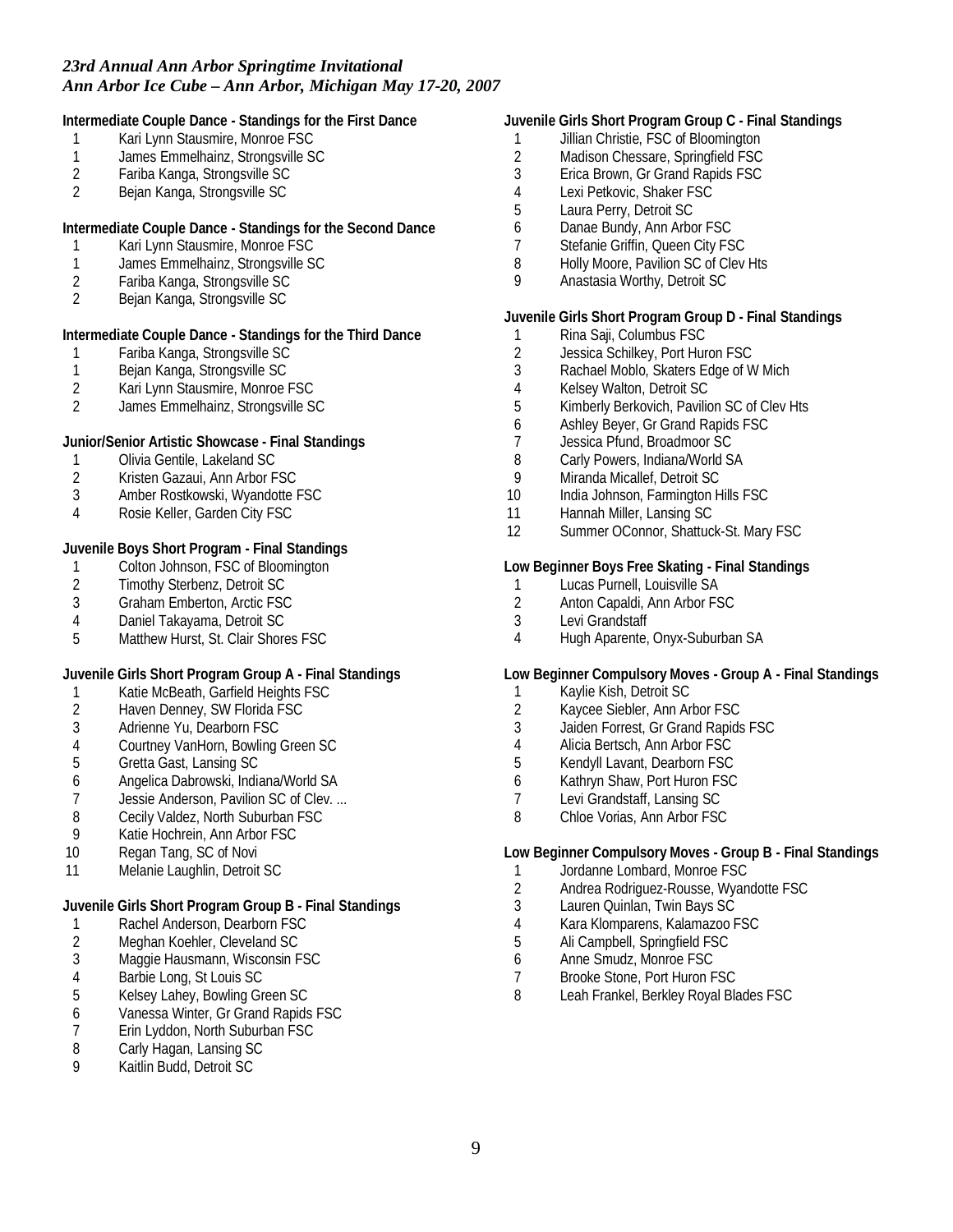## Intermediate Couple Dance - Standings for the First Dance

1 Kari Lynn Stausmire, Monroe FSC
1 James Emmelhainz, Strongsville SC
2 Fariba Kanga, Strongsville SC
2 Bejan Kanga, Strongsville SC

## Intermediate Couple Dance - Standings for the Second Dance

1 Kari Lynn Stausmire, Monroe FSC
1 James Emmelhainz, Strongsville SC
2 Fariba Kanga, Strongsville SC
2 Bejan Kanga, Strongsville SC

## Intermediate Couple Dance - Standings for the Third Dance

1 Fariba Kanga, Strongsville SC
1 Bejan Kanga, Strongsville SC
2 Kari Lynn Stausmire, Monroe FSC
2 James Emmelhainz, Strongsville SC

## Junior/Senior Artistic Showcase - Final Standings

1 Olivia Gentile, Lakeland SC
2 Kristen Gazaui, Ann Arbor FSC
3 Amber Rostkowski, Wyandotte FSC
4 Rosie Keller, Garden City FSC

## Juvenile Boys Short Program - Final Standings

1 Colton Johnson, FSC of Bloomington
2 Timothy Sterbenz, Detroit SC
3 Graham Emberton, Arctic FSC
4 Daniel Takayama, Detroit SC
5 Matthew Hurst, St. Clair Shores FSC

## Juvenile Girls Short Program Group A - Final Standings

1 Katie McBeath, Garfield Heights FSC
2 Haven Denney, SW Florida FSC
3 Adrienne Yu, Dearborn FSC
4 Courtney VanHorn, Bowling Green SC
5 Gretta Gast, Lansing SC
6 Angelica Dabrowski, Indiana/World SA
7 Jessie Anderson, Pavilion SC of Clev. ...
8 Cecily Valdez, North Suburban FSC
9 Katie Hochrein, Ann Arbor FSC
10 Regan Tang, SC of Novi
11 Melanie Laughlin, Detroit SC

## Juvenile Girls Short Program Group B - Final Standings

1 Rachel Anderson, Dearborn FSC
2 Meghan Koehler, Cleveland SC
3 Maggie Hausmann, Wisconsin FSC
4 Barbie Long, St Louis SC
5 Kelsey Lahey, Bowling Green SC
6 Vanessa Winter, Gr Grand Rapids FSC
7 Erin Lyddon, North Suburban FSC
8 Carly Hagan, Lansing SC
9 Kaitlin Budd, Detroit SC

## Juvenile Girls Short Program Group C - Final Standings

1 Jillian Christie, FSC of Bloomington
2 Madison Chessare, Springfield FSC
3 Erica Brown, Gr Grand Rapids FSC
4 Lexi Petkovic, Shaker FSC
5 Laura Perry, Detroit SC
6 Danae Bundy, Ann Arbor FSC
7 Stefanie Griffin, Queen City FSC
8 Holly Moore, Pavilion SC of Clev Hts
9 Anastasia Worthy, Detroit SC

## Juvenile Girls Short Program Group D - Final Standings

1 Rina Saji, Columbus FSC
2 Jessica Schilkey, Port Huron FSC
3 Rachael Moblo, Skaters Edge of W Mich
4 Kelsey Walton, Detroit SC
5 Kimberly Berkovich, Pavilion SC of Clev Hts
6 Ashley Beyer, Gr Grand Rapids FSC
7 Jessica Pfund, Broadmoor SC
8 Carly Powers, Indiana/World SA
9 Miranda Micallef, Detroit SC
10 India Johnson, Farmington Hills FSC
11 Hannah Miller, Lansing SC
12 Summer OConnor, Shattuck-St. Mary FSC

## Low Beginner Boys Free Skating - Final Standings

1 Lucas Purnell, Louisville SA
2 Anton Capaldi, Ann Arbor FSC
3 Levi Grandstaff
4 Hugh Aparente, Onyx-Suburban SA

## Low Beginner Compulsory Moves - Group A - Final Standings

1 Kaylie Kish, Detroit SC
2 Kaycee Siebler, Ann Arbor FSC
3 Jaiden Forrest, Gr Grand Rapids FSC
4 Alicia Bertsch, Ann Arbor FSC
5 Kendyll Lavant, Dearborn FSC
6 Kathryn Shaw, Port Huron FSC
7 Levi Grandstaff, Lansing SC
8 Chloe Vorias, Ann Arbor FSC

## Low Beginner Compulsory Moves - Group B - Final Standings

1 Jordanne Lombard, Monroe FSC
2 Andrea Rodriguez-Rousse, Wyandotte FSC
3 Lauren Quinlan, Twin Bays SC
4 Kara Klomparens, Kalamazoo FSC
5 Ali Campbell, Springfield FSC
6 Anne Smudz, Monroe FSC
7 Brooke Stone, Port Huron FSC
8 Leah Frankel, Berkley Royal Blades FSC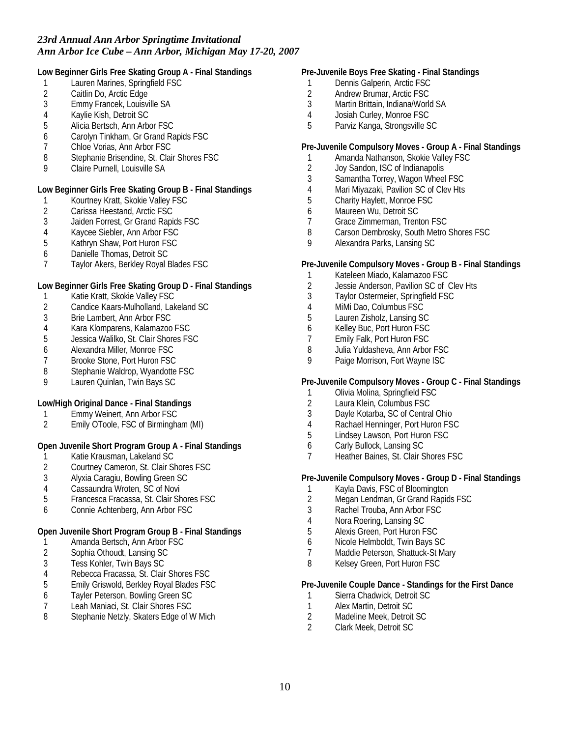*23rd Annual Ann Arbor Springtime Invitational*
*Ann Arbor Ice Cube – Ann Arbor, Michigan May 17-20, 2007*

**Low Beginner Girls Free Skating Group A - Final Standings**

1 Lauren Marines, Springfield FSC
2 Caitlin Do, Arctic Edge
3 Emmy Francek, Louisville SA
4 Kaylie Kish, Detroit SC
5 Alicia Bertsch, Ann Arbor FSC
6 Carolyn Tinkham, Gr Grand Rapids FSC
7 Chloe Vorias, Ann Arbor FSC
8 Stephanie Brisendine, St. Clair Shores FSC
9 Claire Purnell, Louisville SA

**Low Beginner Girls Free Skating Group B - Final Standings**

1 Kourtney Kratt, Skokie Valley FSC
2 Carissa Heestand, Arctic FSC
3 Jaiden Forrest, Gr Grand Rapids FSC
4 Kaycee Siebler, Ann Arbor FSC
5 Kathryn Shaw, Port Huron FSC
6 Danielle Thomas, Detroit SC
7 Taylor Akers, Berkley Royal Blades FSC

**Low Beginner Girls Free Skating Group D - Final Standings**

1 Katie Kratt, Skokie Valley FSC
2 Candice Kaars-Mulholland, Lakeland SC
3 Brie Lambert, Ann Arbor FSC
4 Kara Klomparens, Kalamazoo FSC
5 Jessica Walilko, St. Clair Shores FSC
6 Alexandra Miller, Monroe FSC
7 Brooke Stone, Port Huron FSC
8 Stephanie Waldrop, Wyandotte FSC
9 Lauren Quinlan, Twin Bays SC

**Low/High Original Dance - Final Standings**

1 Emmy Weinert, Ann Arbor FSC
2 Emily OToole, FSC of Birmingham (MI)

**Open Juvenile Short Program Group A - Final Standings**

1 Katie Krausman, Lakeland SC
2 Courtney Cameron, St. Clair Shores FSC
3 Alyxia Caragiu, Bowling Green SC
4 Cassaundra Wroten, SC of Novi
5 Francesca Fracassa, St. Clair Shores FSC
6 Connie Achtenberg, Ann Arbor FSC

**Open Juvenile Short Program Group B - Final Standings**

1 Amanda Bertsch, Ann Arbor FSC
2 Sophia Othoudt, Lansing SC
3 Tess Kohler, Twin Bays SC
4 Rebecca Fracassa, St. Clair Shores FSC
5 Emily Griswold, Berkley Royal Blades FSC
6 Tayler Peterson, Bowling Green SC
7 Leah Maniaci, St. Clair Shores FSC
8 Stephanie Netzly, Skaters Edge of W Mich

**Pre-Juvenile Boys Free Skating - Final Standings**

1 Dennis Galperin, Arctic FSC
2 Andrew Brumar, Arctic FSC
3 Martin Brittain, Indiana/World SA
4 Josiah Curley, Monroe FSC
5 Parviz Kanga, Strongsville SC

**Pre-Juvenile Compulsory Moves - Group A - Final Standings**

1 Amanda Nathanson, Skokie Valley FSC
2 Joy Sandon, ISC of Indianapolis
3 Samantha Torrey, Wagon Wheel FSC
4 Mari Miyazaki, Pavilion SC of Clev Hts
5 Charity Haylett, Monroe FSC
6 Maureen Wu, Detroit SC
7 Grace Zimmerman, Trenton FSC
8 Carson Dembrosky, South Metro Shores FSC
9 Alexandra Parks, Lansing SC

**Pre-Juvenile Compulsory Moves - Group B - Final Standings**

1 Kateleen Miado, Kalamazoo FSC
2 Jessie Anderson, Pavilion SC of Clev Hts
3 Taylor Ostermeier, Springfield FSC
4 MiMi Dao, Columbus FSC
5 Lauren Zisholz, Lansing SC
6 Kelley Buc, Port Huron FSC
7 Emily Falk, Port Huron FSC
8 Julia Yuldasheva, Ann Arbor FSC
9 Paige Morrison, Fort Wayne ISC

**Pre-Juvenile Compulsory Moves - Group C - Final Standings**

1 Olivia Molina, Springfield FSC
2 Laura Klein, Columbus FSC
3 Dayle Kotarba, SC of Central Ohio
4 Rachael Henninger, Port Huron FSC
5 Lindsey Lawson, Port Huron FSC
6 Carly Bullock, Lansing SC
7 Heather Baines, St. Clair Shores FSC

**Pre-Juvenile Compulsory Moves - Group D - Final Standings**

1 Kayla Davis, FSC of Bloomington
2 Megan Lendman, Gr Grand Rapids FSC
3 Rachel Trouba, Ann Arbor FSC
4 Nora Roering, Lansing SC
5 Alexis Green, Port Huron FSC
6 Nicole Helmboldt, Twin Bays SC
7 Maddie Peterson, Shattuck-St Mary
8 Kelsey Green, Port Huron FSC

**Pre-Juvenile Couple Dance - Standings for the First Dance**

1 Sierra Chadwick, Detroit SC
1 Alex Martin, Detroit SC
2 Madeline Meek, Detroit SC
2 Clark Meek, Detroit SC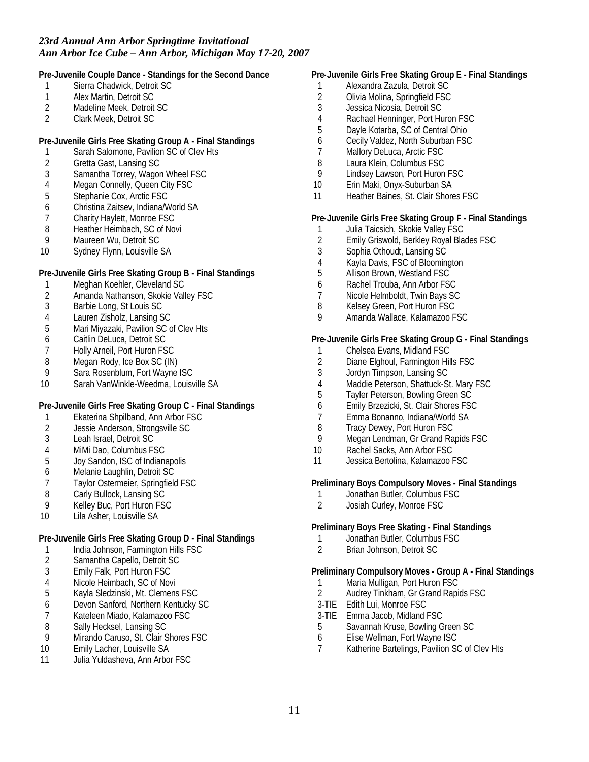*23rd Annual Ann Arbor Springtime Invitational*
*Ann Arbor Ice Cube – Ann Arbor, Michigan May 17-20, 2007*

**Pre-Juvenile Couple Dance - Standings for the Second Dance**

| | |
|---|---|
| 1 | Sierra Chadwick, Detroit SC |
| 1 | Alex Martin, Detroit SC |
| 2 | Madeline Meek, Detroit SC |
| 2 | Clark Meek, Detroit SC |

**Pre-Juvenile Girls Free Skating Group A - Final Standings**

| | |
|---|---|
| 1 | Sarah Salomone, Pavilion SC of Clev Hts |
| 2 | Gretta Gast, Lansing SC |
| 3 | Samantha Torrey, Wagon Wheel FSC |
| 4 | Megan Connelly, Queen City FSC |
| 5 | Stephanie Cox, Arctic FSC |
| 6 | Christina Zaitsev, Indiana/World SA |
| 7 | Charity Haylett, Monroe FSC |
| 8 | Heather Heimbach, SC of Novi |
| 9 | Maureen Wu, Detroit SC |
| 10 | Sydney Flynn, Louisville SA |

**Pre-Juvenile Girls Free Skating Group B - Final Standings**

| | |
|---|---|
| 1 | Meghan Koehler, Cleveland SC |
| 2 | Amanda Nathanson, Skokie Valley FSC |
| 3 | Barbie Long, St Louis SC |
| 4 | Lauren Zisholz, Lansing SC |
| 5 | Mari Miyazaki, Pavilion SC of Clev Hts |
| 6 | Caitlin DeLuca, Detroit SC |
| 7 | Holly Arneil, Port Huron FSC |
| 8 | Megan Rody, Ice Box SC (IN) |
| 9 | Sara Rosenblum, Fort Wayne ISC |
| 10 | Sarah VanWinkle-Weedma, Louisville SA |

**Pre-Juvenile Girls Free Skating Group C - Final Standings**

| | |
|---|---|
| 1 | Ekaterina Shpilband, Ann Arbor FSC |
| 2 | Jessie Anderson, Strongsville SC |
| 3 | Leah Israel, Detroit SC |
| 4 | MiMi Dao, Columbus FSC |
| 5 | Joy Sandon, ISC of Indianapolis |
| 6 | Melanie Laughlin, Detroit SC |
| 7 | Taylor Ostermeier, Springfield FSC |
| 8 | Carly Bullock, Lansing SC |
| 9 | Kelley Buc, Port Huron FSC |
| 10 | Lila Asher, Louisville SA |

**Pre-Juvenile Girls Free Skating Group D - Final Standings**

| | |
|---|---|
| 1 | India Johnson, Farmington Hills FSC |
| 2 | Samantha Capello, Detroit SC |
| 3 | Emily Falk, Port Huron FSC |
| 4 | Nicole Heimbach, SC of Novi |
| 5 | Kayla Sledzinski, Mt. Clemens FSC |
| 6 | Devon Sanford, Northern Kentucky SC |
| 7 | Kateleen Miado, Kalamazoo FSC |
| 8 | Sally Hecksel, Lansing SC |
| 9 | Mirando Caruso, St. Clair Shores FSC |
| 10 | Emily Lacher, Louisville SA |
| 11 | Julia Yuldasheva, Ann Arbor FSC |

**Pre-Juvenile Girls Free Skating Group E - Final Standings**

| | |
|---|---|
| 1 | Alexandra Zazula, Detroit SC |
| 2 | Olivia Molina, Springfield FSC |
| 3 | Jessica Nicosia, Detroit SC |
| 4 | Rachael Henninger, Port Huron FSC |
| 5 | Dayle Kotarba, SC of Central Ohio |
| 6 | Cecily Valdez, North Suburban FSC |
| 7 | Mallory DeLuca, Arctic FSC |
| 8 | Laura Klein, Columbus FSC |
| 9 | Lindsey Lawson, Port Huron FSC |
| 10 | Erin Maki, Onyx-Suburban SA |
| 11 | Heather Baines, St. Clair Shores FSC |

**Pre-Juvenile Girls Free Skating Group F - Final Standings**

| | |
|---|---|
| 1 | Julia Taicsich, Skokie Valley FSC |
| 2 | Emily Griswold, Berkley Royal Blades FSC |
| 3 | Sophia Othoudt, Lansing SC |
| 4 | Kayla Davis, FSC of Bloomington |
| 5 | Allison Brown, Westland FSC |
| 6 | Rachel Trouba, Ann Arbor FSC |
| 7 | Nicole Helmboldt, Twin Bays SC |
| 8 | Kelsey Green, Port Huron FSC |
| 9 | Amanda Wallace, Kalamazoo FSC |

**Pre-Juvenile Girls Free Skating Group G - Final Standings**

| | |
|---|---|
| 1 | Chelsea Evans, Midland FSC |
| 2 | Diane Elghoul, Farmington Hills FSC |
| 3 | Jordyn Timpson, Lansing SC |
| 4 | Maddie Peterson, Shattuck-St. Mary FSC |
| 5 | Tayler Peterson, Bowling Green SC |
| 6 | Emily Brzezicki, St. Clair Shores FSC |
| 7 | Emma Bonanno, Indiana/World SA |
| 8 | Tracy Dewey, Port Huron FSC |
| 9 | Megan Lendman, Gr Grand Rapids FSC |
| 10 | Rachel Sacks, Ann Arbor FSC |
| 11 | Jessica Bertolina, Kalamazoo FSC |

**Preliminary Boys Compulsory Moves - Final Standings**

| | |
|---|---|
| 1 | Jonathan Butler, Columbus FSC |
| 2 | Josiah Curley, Monroe FSC |

**Preliminary Boys Free Skating - Final Standings**

| | |
|---|---|
| 1 | Jonathan Butler, Columbus FSC |
| 2 | Brian Johnson, Detroit SC |

**Preliminary Compulsory Moves - Group A - Final Standings**

| | |
|---|---|
| 1 | Maria Mulligan, Port Huron FSC |
| 2 | Audrey Tinkham, Gr Grand Rapids FSC |
| 3-TIE | Edith Lui, Monroe FSC |
| 3-TIE | Emma Jacob, Midland FSC |
| 5 | Savannah Kruse, Bowling Green SC |
| 6 | Elise Wellman, Fort Wayne ISC |
| 7 | Katherine Bartelings, Pavilion SC of Clev Hts |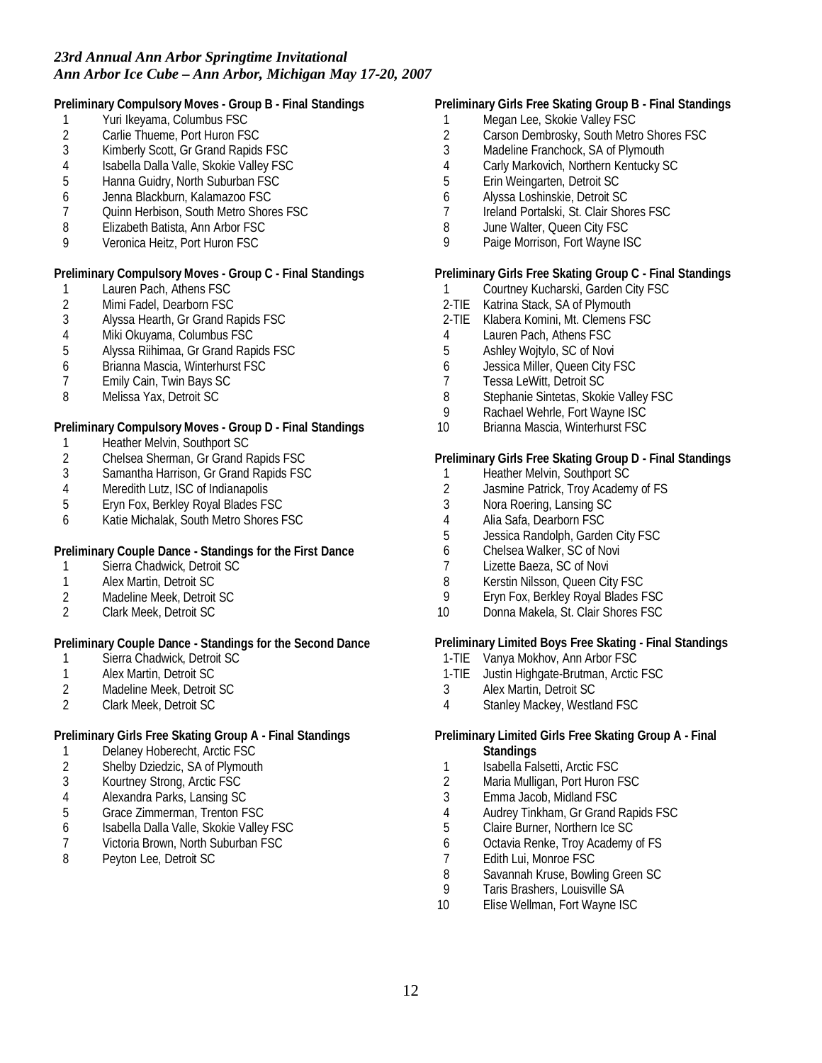*23rd Annual Ann Arbor Springtime Invitational*
*Ann Arbor Ice Cube – Ann Arbor, Michigan May 17-20, 2007*

**Preliminary Compulsory Moves - Group B - Final Standings**

1 Yuri Ikeyama, Columbus FSC
2 Carlie Thueme, Port Huron FSC
3 Kimberly Scott, Gr Grand Rapids FSC
4 Isabella Dalla Valle, Skokie Valley FSC
5 Hanna Guidry, North Suburban FSC
6 Jenna Blackburn, Kalamazoo FSC
7 Quinn Herbison, South Metro Shores FSC
8 Elizabeth Batista, Ann Arbor FSC
9 Veronica Heitz, Port Huron FSC

**Preliminary Compulsory Moves - Group C - Final Standings**

1 Lauren Pach, Athens FSC
2 Mimi Fadel, Dearborn FSC
3 Alyssa Hearth, Gr Grand Rapids FSC
4 Miki Okuyama, Columbus FSC
5 Alyssa Riihimaa, Gr Grand Rapids FSC
6 Brianna Mascia, Winterhurst FSC
7 Emily Cain, Twin Bays SC
8 Melissa Yax, Detroit SC

**Preliminary Compulsory Moves - Group D - Final Standings**

1 Heather Melvin, Southport SC
2 Chelsea Sherman, Gr Grand Rapids FSC
3 Samantha Harrison, Gr Grand Rapids FSC
4 Meredith Lutz, ISC of Indianapolis
5 Eryn Fox, Berkley Royal Blades FSC
6 Katie Michalak, South Metro Shores FSC

**Preliminary Couple Dance - Standings for the First Dance**

1 Sierra Chadwick, Detroit SC
1 Alex Martin, Detroit SC
2 Madeline Meek, Detroit SC
2 Clark Meek, Detroit SC

**Preliminary Couple Dance - Standings for the Second Dance**

1 Sierra Chadwick, Detroit SC
1 Alex Martin, Detroit SC
2 Madeline Meek, Detroit SC
2 Clark Meek, Detroit SC

**Preliminary Girls Free Skating Group A - Final Standings**

1 Delaney Hoberecht, Arctic FSC
2 Shelby Dziedzic, SA of Plymouth
3 Kourtney Strong, Arctic FSC
4 Alexandra Parks, Lansing SC
5 Grace Zimmerman, Trenton FSC
6 Isabella Dalla Valle, Skokie Valley FSC
7 Victoria Brown, North Suburban FSC
8 Peyton Lee, Detroit SC

**Preliminary Girls Free Skating Group B - Final Standings**

1 Megan Lee, Skokie Valley FSC
2 Carson Dembrosky, South Metro Shores FSC
3 Madeline Franchock, SA of Plymouth
4 Carly Markovich, Northern Kentucky SC
5 Erin Weingarten, Detroit SC
6 Alyssa Loshinskie, Detroit SC
7 Ireland Portalski, St. Clair Shores FSC
8 June Walter, Queen City FSC
9 Paige Morrison, Fort Wayne ISC

**Preliminary Girls Free Skating Group C - Final Standings**

1 Courtney Kucharski, Garden City FSC
2-TIE Katrina Stack, SA of Plymouth
2-TIE Klabera Komini, Mt. Clemens FSC
4 Lauren Pach, Athens FSC
5 Ashley Wojtylo, SC of Novi
6 Jessica Miller, Queen City FSC
7 Tessa LeWitt, Detroit SC
8 Stephanie Sintetas, Skokie Valley FSC
9 Rachael Wehrle, Fort Wayne ISC
10 Brianna Mascia, Winterhurst FSC

**Preliminary Girls Free Skating Group D - Final Standings**

1 Heather Melvin, Southport SC
2 Jasmine Patrick, Troy Academy of FS
3 Nora Roering, Lansing SC
4 Alia Safa, Dearborn FSC
5 Jessica Randolph, Garden City FSC
6 Chelsea Walker, SC of Novi
7 Lizette Baeza, SC of Novi
8 Kerstin Nilsson, Queen City FSC
9 Eryn Fox, Berkley Royal Blades FSC
10 Donna Makela, St. Clair Shores FSC

**Preliminary Limited Boys Free Skating - Final Standings**

1-TIE Vanya Mokhov, Ann Arbor FSC
1-TIE Justin Highgate-Brutman, Arctic FSC
3 Alex Martin, Detroit SC
4 Stanley Mackey, Westland FSC

**Preliminary Limited Girls Free Skating Group A - Final Standings**

1 Isabella Falsetti, Arctic FSC
2 Maria Mulligan, Port Huron FSC
3 Emma Jacob, Midland FSC
4 Audrey Tinkham, Gr Grand Rapids FSC
5 Claire Burner, Northern Ice SC
6 Octavia Renke, Troy Academy of FS
7 Edith Lui, Monroe FSC
8 Savannah Kruse, Bowling Green SC
9 Taris Brashers, Louisville SA
10 Elise Wellman, Fort Wayne ISC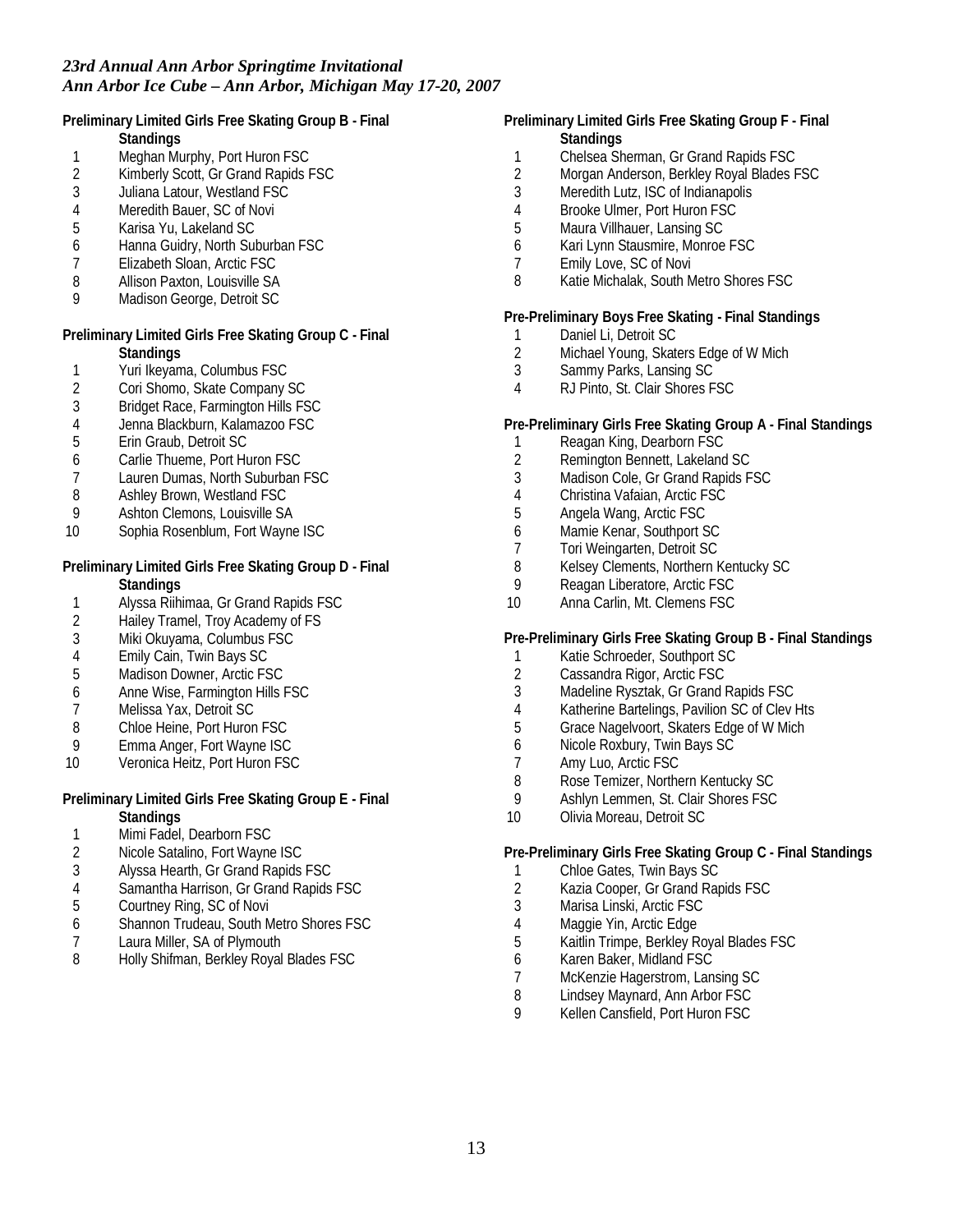*23rd Annual Ann Arbor Springtime Invitational*
*Ann Arbor Ice Cube – Ann Arbor, Michigan May 17-20, 2007*

**Preliminary Limited Girls Free Skating Group B - Final Standings**

1. Meghan Murphy, Port Huron FSC
2. Kimberly Scott, Gr Grand Rapids FSC
3. Juliana Latour, Westland FSC
4. Meredith Bauer, SC of Novi
5. Karisa Yu, Lakeland SC
6. Hanna Guidry, North Suburban FSC
7. Elizabeth Sloan, Arctic FSC
8. Allison Paxton, Louisville SA
9. Madison George, Detroit SC

**Preliminary Limited Girls Free Skating Group C - Final Standings**

1. Yuri Ikeyama, Columbus FSC
2. Cori Shomo, Skate Company SC
3. Bridget Race, Farmington Hills FSC
4. Jenna Blackburn, Kalamazoo FSC
5. Erin Graub, Detroit SC
6. Carlie Thueme, Port Huron FSC
7. Lauren Dumas, North Suburban FSC
8. Ashley Brown, Westland FSC
9. Ashton Clemons, Louisville SA
10. Sophia Rosenblum, Fort Wayne ISC

**Preliminary Limited Girls Free Skating Group D - Final Standings**

1. Alyssa Riihimaa, Gr Grand Rapids FSC
2. Hailey Tramel, Troy Academy of FS
3. Miki Okuyama, Columbus FSC
4. Emily Cain, Twin Bays SC
5. Madison Downer, Arctic FSC
6. Anne Wise, Farmington Hills FSC
7. Melissa Yax, Detroit SC
8. Chloe Heine, Port Huron FSC
9. Emma Anger, Fort Wayne ISC
10. Veronica Heitz, Port Huron FSC

**Preliminary Limited Girls Free Skating Group E - Final Standings**

1. Mimi Fadel, Dearborn FSC
2. Nicole Satalino, Fort Wayne ISC
3. Alyssa Hearth, Gr Grand Rapids FSC
4. Samantha Harrison, Gr Grand Rapids FSC
5. Courtney Ring, SC of Novi
6. Shannon Trudeau, South Metro Shores FSC
7. Laura Miller, SA of Plymouth
8. Holly Shifman, Berkley Royal Blades FSC

**Preliminary Limited Girls Free Skating Group F - Final Standings**

1. Chelsea Sherman, Gr Grand Rapids FSC
2. Morgan Anderson, Berkley Royal Blades FSC
3. Meredith Lutz, ISC of Indianapolis
4. Brooke Ulmer, Port Huron FSC
5. Maura Villhauer, Lansing SC
6. Kari Lynn Stausmire, Monroe FSC
7. Emily Love, SC of Novi
8. Katie Michalak, South Metro Shores FSC

**Pre-Preliminary Boys Free Skating - Final Standings**

1. Daniel Li, Detroit SC
2. Michael Young, Skaters Edge of W Mich
3. Sammy Parks, Lansing SC
4. RJ Pinto, St. Clair Shores FSC

**Pre-Preliminary Girls Free Skating Group A - Final Standings**

1. Reagan King, Dearborn FSC
2. Remington Bennett, Lakeland SC
3. Madison Cole, Gr Grand Rapids FSC
4. Christina Vafaian, Arctic FSC
5. Angela Wang, Arctic FSC
6. Mamie Kenar, Southport SC
7. Tori Weingarten, Detroit SC
8. Kelsey Clements, Northern Kentucky SC
9. Reagan Liberatore, Arctic FSC
10. Anna Carlin, Mt. Clemens FSC

**Pre-Preliminary Girls Free Skating Group B - Final Standings**

1. Katie Schroeder, Southport SC
2. Cassandra Rigor, Arctic FSC
3. Madeline Rysztak, Gr Grand Rapids FSC
4. Katherine Bartelings, Pavilion SC of Clev Hts
5. Grace Nagelvoort, Skaters Edge of W Mich
6. Nicole Roxbury, Twin Bays SC
7. Amy Luo, Arctic FSC
8. Rose Temizer, Northern Kentucky SC
9. Ashlyn Lemmen, St. Clair Shores FSC
10. Olivia Moreau, Detroit SC

**Pre-Preliminary Girls Free Skating Group C - Final Standings**

1. Chloe Gates, Twin Bays SC
2. Kazia Cooper, Gr Grand Rapids FSC
3. Marisa Linski, Arctic FSC
4. Maggie Yin, Arctic Edge
5. Kaitlin Trimpe, Berkley Royal Blades FSC
6. Karen Baker, Midland FSC
7. McKenzie Hagerstrom, Lansing SC
8. Lindsey Maynard, Ann Arbor FSC
9. Kellen Cansfield, Port Huron FSC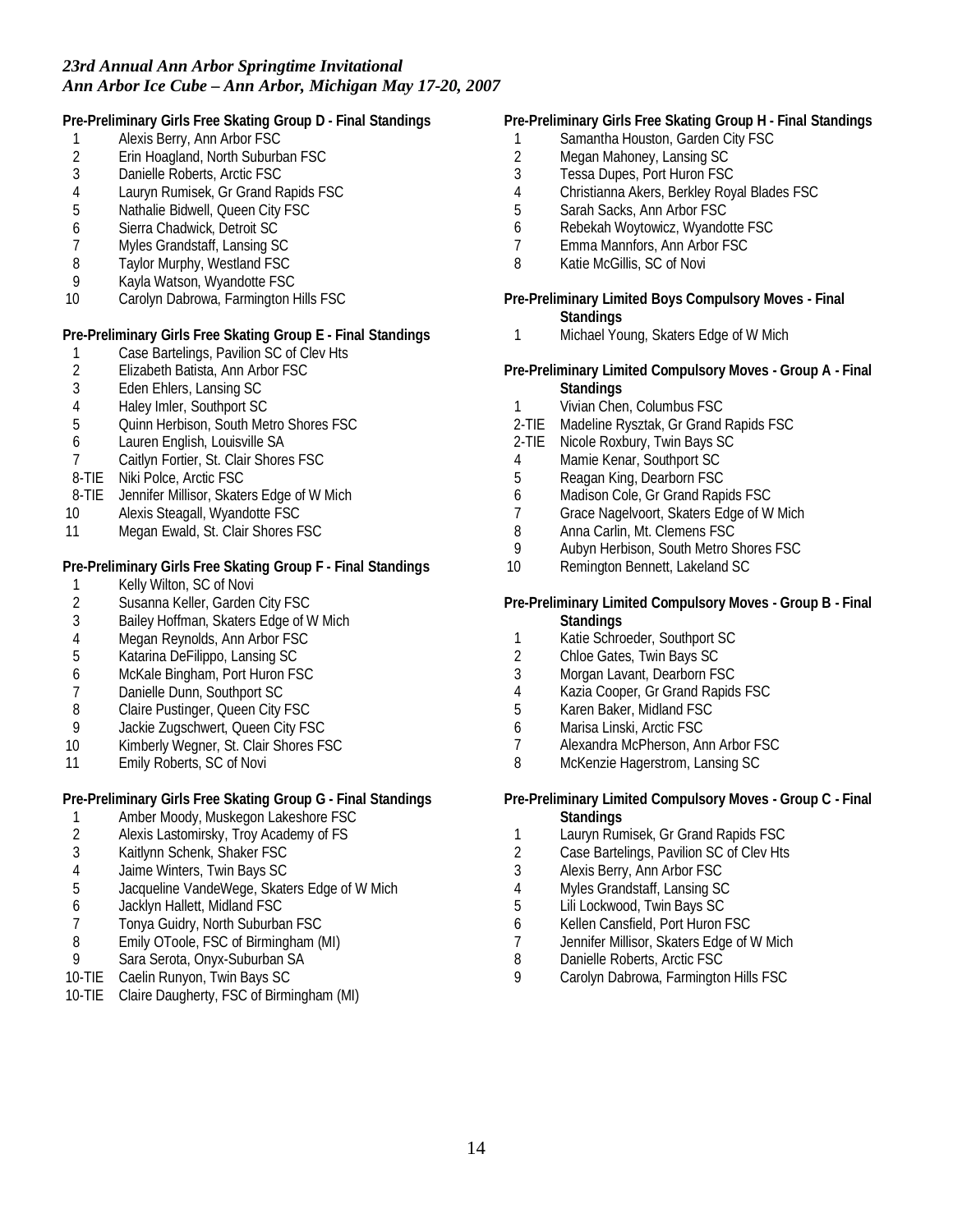*23rd Annual Ann Arbor Springtime Invitational*
*Ann Arbor Ice Cube – Ann Arbor, Michigan May 17-20, 2007*

**Pre-Preliminary Girls Free Skating Group D - Final Standings**

| | |
|---|---|
| 1 | Alexis Berry, Ann Arbor FSC |
| 2 | Erin Hoagland, North Suburban FSC |
| 3 | Danielle Roberts, Arctic FSC |
| 4 | Lauryn Rumisek, Gr Grand Rapids FSC |
| 5 | Nathalie Bidwell, Queen City FSC |
| 6 | Sierra Chadwick, Detroit SC |
| 7 | Myles Grandstaff, Lansing SC |
| 8 | Taylor Murphy, Westland FSC |
| 9 | Kayla Watson, Wyandotte FSC |
| 10 | Carolyn Dabrowa, Farmington Hills FSC |

**Pre-Preliminary Girls Free Skating Group E - Final Standings**

| | |
|---|---|
| 1 | Case Bartelings, Pavilion SC of Clev Hts |
| 2 | Elizabeth Batista, Ann Arbor FSC |
| 3 | Eden Ehlers, Lansing SC |
| 4 | Haley Imler, Southport SC |
| 5 | Quinn Herbison, South Metro Shores FSC |
| 6 | Lauren English, Louisville SA |
| 7 | Caitlyn Fortier, St. Clair Shores FSC |
| 8-TIE | Niki Polce, Arctic FSC |
| 8-TIE | Jennifer Millisor, Skaters Edge of W Mich |
| 10 | Alexis Steagall, Wyandotte FSC |
| 11 | Megan Ewald, St. Clair Shores FSC |

**Pre-Preliminary Girls Free Skating Group F - Final Standings**

| | |
|---|---|
| 1 | Kelly Wilton, SC of Novi |
| 2 | Susanna Keller, Garden City FSC |
| 3 | Bailey Hoffman, Skaters Edge of W Mich |
| 4 | Megan Reynolds, Ann Arbor FSC |
| 5 | Katarina DeFilippo, Lansing SC |
| 6 | McKale Bingham, Port Huron FSC |
| 7 | Danielle Dunn, Southport SC |
| 8 | Claire Pustinger, Queen City FSC |
| 9 | Jackie Zugschwert, Queen City FSC |
| 10 | Kimberly Wegner, St. Clair Shores FSC |
| 11 | Emily Roberts, SC of Novi |

**Pre-Preliminary Girls Free Skating Group G - Final Standings**

| | |
|---|---|
| 1 | Amber Moody, Muskegon Lakeshore FSC |
| 2 | Alexis Lastomirsky, Troy Academy of FS |
| 3 | Kaitlynn Schenk, Shaker FSC |
| 4 | Jaime Winters, Twin Bays SC |
| 5 | Jacqueline VandeWege, Skaters Edge of W Mich |
| 6 | Jacklyn Hallett, Midland FSC |
| 7 | Tonya Guidry, North Suburban FSC |
| 8 | Emily OToole, FSC of Birmingham (MI) |
| 9 | Sara Serota, Onyx-Suburban SA |
| 10-TIE | Caelin Runyon, Twin Bays SC |
| 10-TIE | Claire Daugherty, FSC of Birmingham (MI) |

**Pre-Preliminary Girls Free Skating Group H - Final Standings**

| | |
|---|---|
| 1 | Samantha Houston, Garden City FSC |
| 2 | Megan Mahoney, Lansing SC |
| 3 | Tessa Dupes, Port Huron FSC |
| 4 | Christianna Akers, Berkley Royal Blades FSC |
| 5 | Sarah Sacks, Ann Arbor FSC |
| 6 | Rebekah Woytowicz, Wyandotte FSC |
| 7 | Emma Mannfors, Ann Arbor FSC |
| 8 | Katie McGillis, SC of Novi |

**Pre-Preliminary Limited Boys Compulsory Moves - Final Standings**

| | |
|---|---|
| 1 | Michael Young, Skaters Edge of W Mich |

**Pre-Preliminary Limited Compulsory Moves - Group A - Final Standings**

| | |
|---|---|
| 1 | Vivian Chen, Columbus FSC |
| 2-TIE | Madeline Rysztak, Gr Grand Rapids FSC |
| 2-TIE | Nicole Roxbury, Twin Bays SC |
| 4 | Mamie Kenar, Southport SC |
| 5 | Reagan King, Dearborn FSC |
| 6 | Madison Cole, Gr Grand Rapids FSC |
| 7 | Grace Nagelvoort, Skaters Edge of W Mich |
| 8 | Anna Carlin, Mt. Clemens FSC |
| 9 | Aubyn Herbison, South Metro Shores FSC |
| 10 | Remington Bennett, Lakeland SC |

**Pre-Preliminary Limited Compulsory Moves - Group B - Final Standings**

| | |
|---|---|
| 1 | Katie Schroeder, Southport SC |
| 2 | Chloe Gates, Twin Bays SC |
| 3 | Morgan Lavant, Dearborn FSC |
| 4 | Kazia Cooper, Gr Grand Rapids FSC |
| 5 | Karen Baker, Midland FSC |
| 6 | Marisa Linski, Arctic FSC |
| 7 | Alexandra McPherson, Ann Arbor FSC |
| 8 | McKenzie Hagerstrom, Lansing SC |

**Pre-Preliminary Limited Compulsory Moves - Group C - Final Standings**

| | |
|---|---|
| 1 | Lauryn Rumisek, Gr Grand Rapids FSC |
| 2 | Case Bartelings, Pavilion SC of Clev Hts |
| 3 | Alexis Berry, Ann Arbor FSC |
| 4 | Myles Grandstaff, Lansing SC |
| 5 | Lili Lockwood, Twin Bays SC |
| 6 | Kellen Cansfield, Port Huron FSC |
| 7 | Jennifer Millisor, Skaters Edge of W Mich |
| 8 | Danielle Roberts, Arctic FSC |
| 9 | Carolyn Dabrowa, Farmington Hills FSC |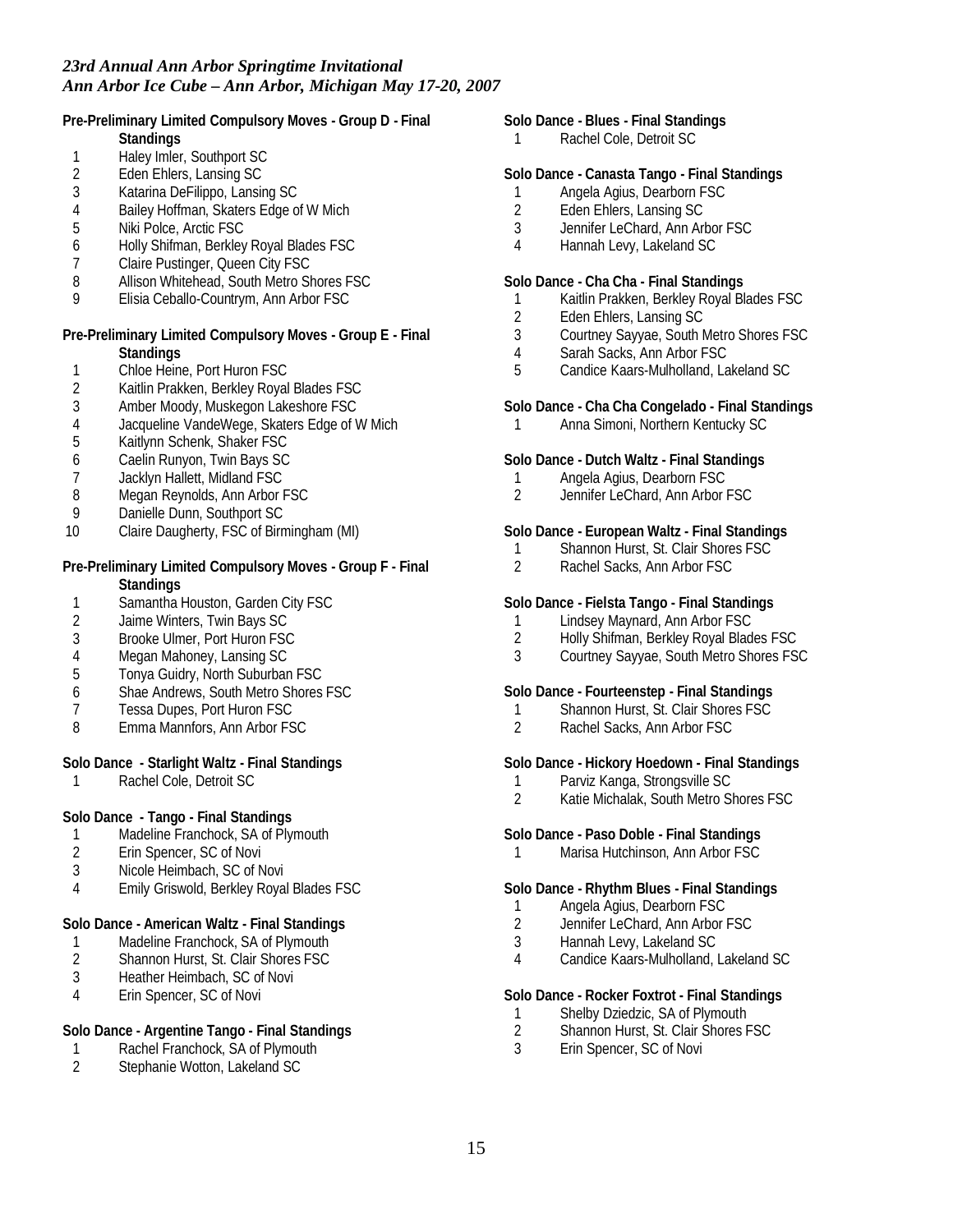*23rd Annual Ann Arbor Springtime Invitational*
*Ann Arbor Ice Cube – Ann Arbor, Michigan May 17-20, 2007*

**Pre-Preliminary Limited Compulsory Moves - Group D - Final Standings**

1 Haley Imler, Southport SC
2 Eden Ehlers, Lansing SC
3 Katarina DeFilippo, Lansing SC
4 Bailey Hoffman, Skaters Edge of W Mich
5 Niki Polce, Arctic FSC
6 Holly Shifman, Berkley Royal Blades FSC
7 Claire Pustinger, Queen City FSC
8 Allison Whitehead, South Metro Shores FSC
9 Elisia Ceballo-Countrym, Ann Arbor FSC

**Pre-Preliminary Limited Compulsory Moves - Group E - Final Standings**

1 Chloe Heine, Port Huron FSC
2 Kaitlin Prakken, Berkley Royal Blades FSC
3 Amber Moody, Muskegon Lakeshore FSC
4 Jacqueline VandeWege, Skaters Edge of W Mich
5 Kaitlynn Schenk, Shaker FSC
6 Caelin Runyon, Twin Bays SC
7 Jacklyn Hallett, Midland FSC
8 Megan Reynolds, Ann Arbor FSC
9 Danielle Dunn, Southport SC
10 Claire Daugherty, FSC of Birmingham (MI)

**Pre-Preliminary Limited Compulsory Moves - Group F - Final Standings**

1 Samantha Houston, Garden City FSC
2 Jaime Winters, Twin Bays SC
3 Brooke Ulmer, Port Huron FSC
4 Megan Mahoney, Lansing SC
5 Tonya Guidry, North Suburban FSC
6 Shae Andrews, South Metro Shores FSC
7 Tessa Dupes, Port Huron FSC
8 Emma Mannfors, Ann Arbor FSC

**Solo Dance - Starlight Waltz - Final Standings**

1 Rachel Cole, Detroit SC

**Solo Dance - Tango - Final Standings**

1 Madeline Franchock, SA of Plymouth
2 Erin Spencer, SC of Novi
3 Nicole Heimbach, SC of Novi
4 Emily Griswold, Berkley Royal Blades FSC

**Solo Dance - American Waltz - Final Standings**

1 Madeline Franchock, SA of Plymouth
2 Shannon Hurst, St. Clair Shores FSC
3 Heather Heimbach, SC of Novi
4 Erin Spencer, SC of Novi

**Solo Dance - Argentine Tango - Final Standings**

1 Rachel Franchock, SA of Plymouth
2 Stephanie Wotton, Lakeland SC

**Solo Dance - Blues - Final Standings**

1 Rachel Cole, Detroit SC

**Solo Dance - Canasta Tango - Final Standings**

1 Angela Agius, Dearborn FSC
2 Eden Ehlers, Lansing SC
3 Jennifer LeChard, Ann Arbor FSC
4 Hannah Levy, Lakeland SC

**Solo Dance - Cha Cha - Final Standings**

1 Kaitlin Prakken, Berkley Royal Blades FSC
2 Eden Ehlers, Lansing SC
3 Courtney Sayyae, South Metro Shores FSC
4 Sarah Sacks, Ann Arbor FSC
5 Candice Kaars-Mulholland, Lakeland SC

**Solo Dance - Cha Cha Congelado - Final Standings**

1 Anna Simoni, Northern Kentucky SC

**Solo Dance - Dutch Waltz - Final Standings**

1 Angela Agius, Dearborn FSC
2 Jennifer LeChard, Ann Arbor FSC

**Solo Dance - European Waltz - Final Standings**

1 Shannon Hurst, St. Clair Shores FSC
2 Rachel Sacks, Ann Arbor FSC

**Solo Dance - Fielsta Tango - Final Standings**

1 Lindsey Maynard, Ann Arbor FSC
2 Holly Shifman, Berkley Royal Blades FSC
3 Courtney Sayyae, South Metro Shores FSC

**Solo Dance - Fourteenstep - Final Standings**

1 Shannon Hurst, St. Clair Shores FSC
2 Rachel Sacks, Ann Arbor FSC

**Solo Dance - Hickory Hoedown - Final Standings**

1 Parviz Kanga, Strongsville SC
2 Katie Michalak, South Metro Shores FSC

**Solo Dance - Paso Doble - Final Standings**

1 Marisa Hutchinson, Ann Arbor FSC

**Solo Dance - Rhythm Blues - Final Standings**

1 Angela Agius, Dearborn FSC
2 Jennifer LeChard, Ann Arbor FSC
3 Hannah Levy, Lakeland SC
4 Candice Kaars-Mulholland, Lakeland SC

**Solo Dance - Rocker Foxtrot - Final Standings**

1 Shelby Dziedzic, SA of Plymouth
2 Shannon Hurst, St. Clair Shores FSC
3 Erin Spencer, SC of Novi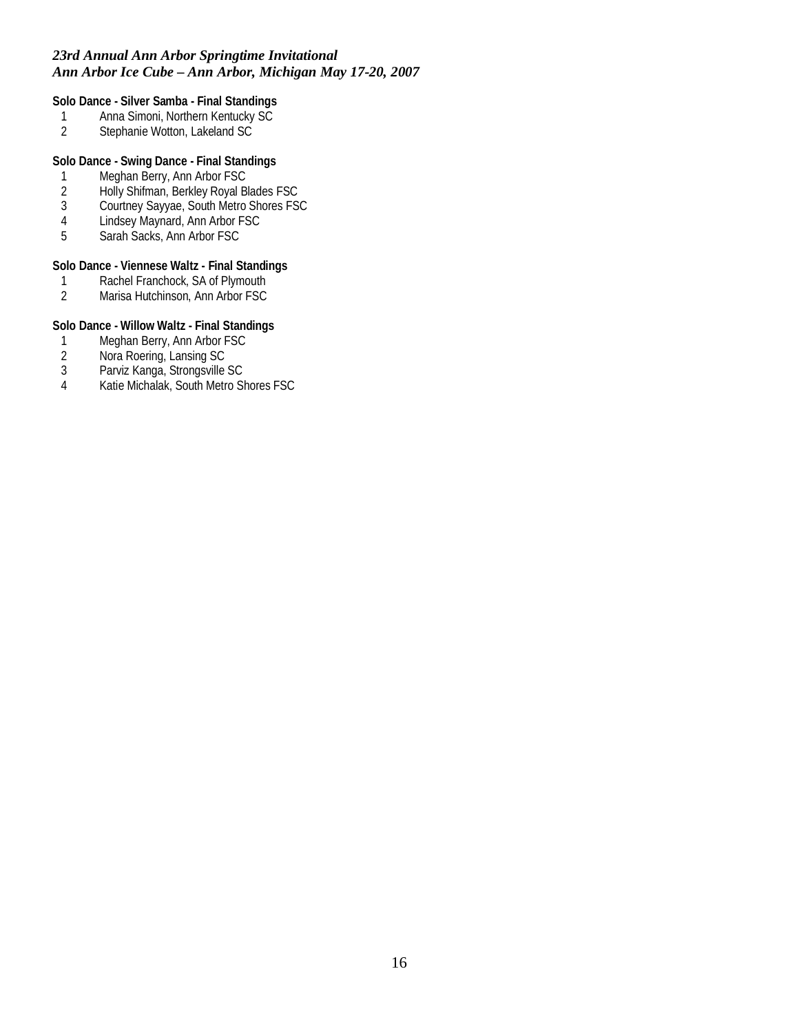*23rd Annual Ann Arbor Springtime Invitational*
*Ann Arbor Ice Cube – Ann Arbor, Michigan May 17-20, 2007*

**Solo Dance - Silver Samba - Final Standings**

1. Anna Simoni, Northern Kentucky SC
2. Stephanie Wotton, Lakeland SC

**Solo Dance - Swing Dance - Final Standings**

1. Meghan Berry, Ann Arbor FSC
2. Holly Shifman, Berkley Royal Blades FSC
3. Courtney Sayyae, South Metro Shores FSC
4. Lindsey Maynard, Ann Arbor FSC
5. Sarah Sacks, Ann Arbor FSC

**Solo Dance - Viennese Waltz - Final Standings**

1. Rachel Franchock, SA of Plymouth
2. Marisa Hutchinson, Ann Arbor FSC

**Solo Dance - Willow Waltz - Final Standings**

1. Meghan Berry, Ann Arbor FSC
2. Nora Roering, Lansing SC
3. Parviz Kanga, Strongsville SC
4. Katie Michalak, South Metro Shores FSC